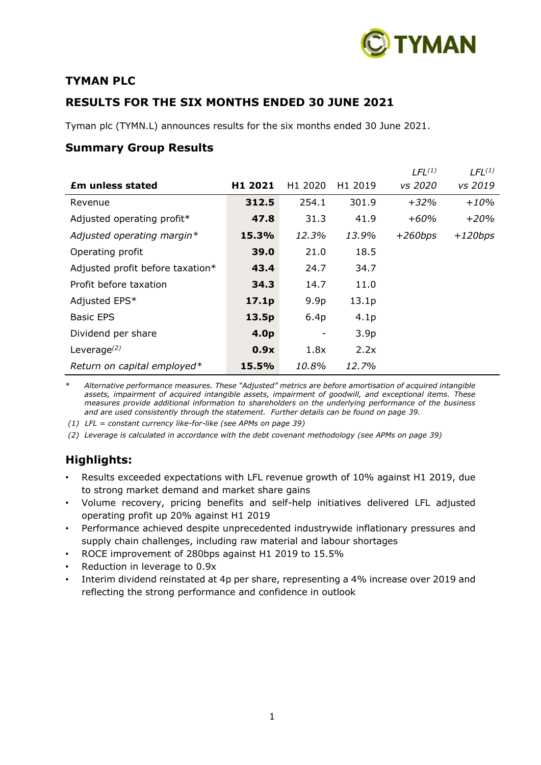## TYMAN PLC

## RESULTS FOR THE SIX MONTHS ENDED 30 JUNE 2021

Tyman plc (TYMN.L) announces results for the six months ended 30 June 2021.

### Summary Group Results

| £m unless stated | H1 2021 | H1 2020 | H1 2019 | *LFL[(1)] vs 2020* | *LFL[(1)] vs 2019* |
|---|---|---|---|---|---|
| Revenue | **312.5** | 254.1 | 301.9 | *+32%* | *+10%* |
| Adjusted operating profit* | **47.8** | 31.3 | 41.9 | *+60%* | *+20%* |
| *Adjusted operating margin** | **15.3%** | *12.3%* | *13.9%* | *+260bps* | *+120bps* |
| Operating profit | **39.0** | 21.0 | 18.5 | | |
| Adjusted profit before taxation* | **43.4** | 24.7 | 34.7 | | |
| Profit before taxation | **34.3** | 14.7 | 11.0 | | |
| Adjusted EPS* | **17.1p** | 9.9p | 13.1p | | |
| Basic EPS | **13.5p** | 6.4p | 4.1p | | |
| Dividend per share | **4.0p** | - | 3.9p | | |
| Leverage[(2)] | **0.9x** | 1.8x | 2.2x | | |
| *Return on capital employed** | **15.5%** | *10.8%* | *12.7%* | | |

\* *Alternative performance measures. These "Adjusted" metrics are before amortisation of acquired intangible assets, impairment of acquired intangible assets, impairment of goodwill, and exceptional items. These measures provide additional information to shareholders on the underlying performance of the business and are used consistently through the statement. Further details can be found on page 39.*

*(1) LFL = constant currency like-for-like (see APMs on page 39)*

*(2) Leverage is calculated in accordance with the debt covenant methodology (see APMs on page 39)*

### Highlights:

- Results exceeded expectations with LFL revenue growth of 10% against H1 2019, due to strong market demand and market share gains
- Volume recovery, pricing benefits and self-help initiatives delivered LFL adjusted operating profit up 20% against H1 2019
- Performance achieved despite unprecedented industrywide inflationary pressures and supply chain challenges, including raw material and labour shortages
- ROCE improvement of 280bps against H1 2019 to 15.5%
- Reduction in leverage to 0.9x
- Interim dividend reinstated at 4p per share, representing a 4% increase over 2019 and reflecting the strong performance and confidence in outlook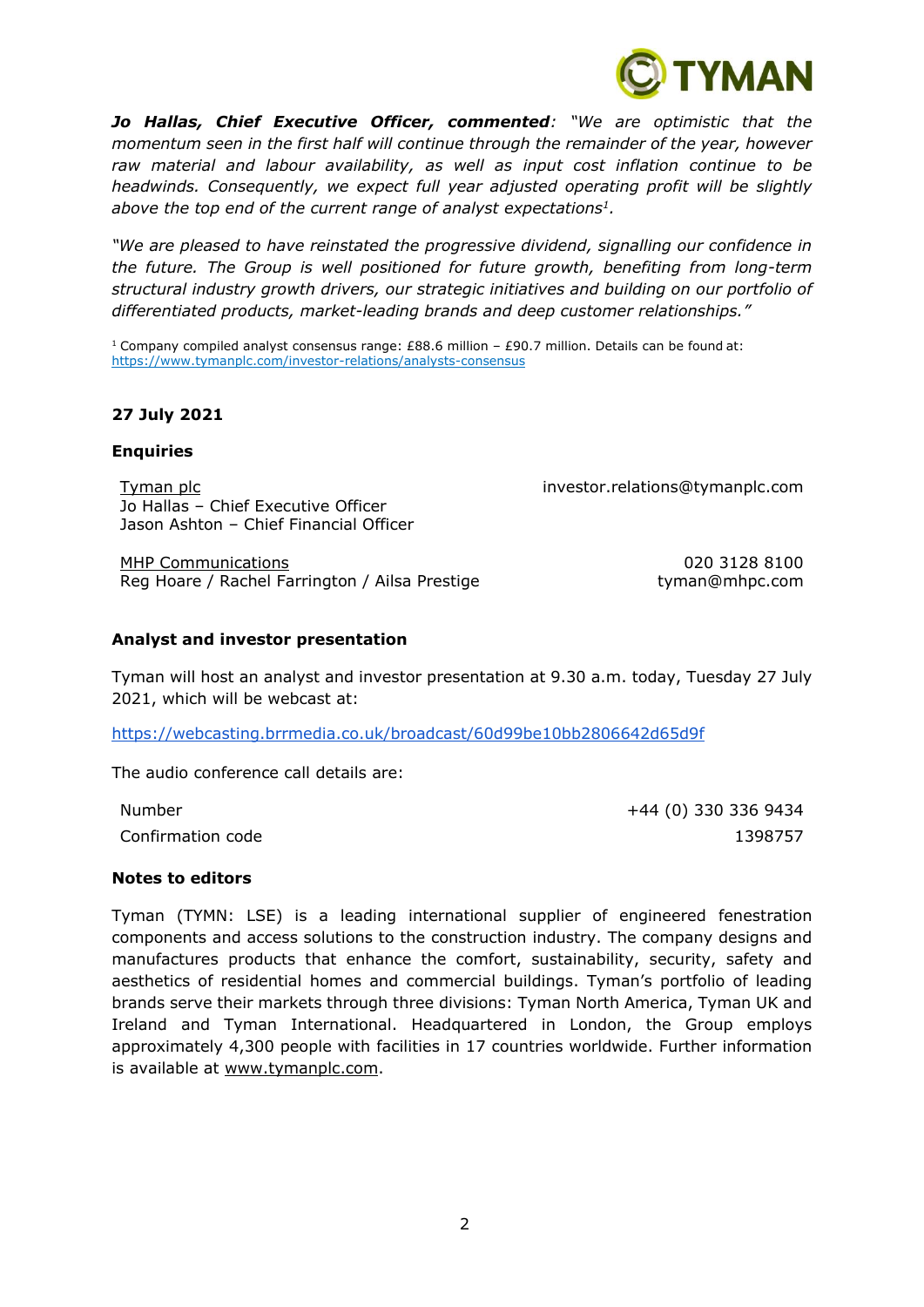***Jo Hallas, Chief Executive Officer, commented**: "We are optimistic that the momentum seen in the first half will continue through the remainder of the year, however raw material and labour availability, as well as input cost inflation continue to be headwinds. Consequently, we expect full year adjusted operating profit will be slightly above the top end of the current range of analyst expectations[1].*

*"We are pleased to have reinstated the progressive dividend, signalling our confidence in the future. The Group is well positioned for future growth, benefiting from long-term structural industry growth drivers, our strategic initiatives and building on our portfolio of differentiated products, market-leading brands and deep customer relationships."*

[1] Company compiled analyst consensus range: £88.6 million – £90.7 million. Details can be found at: https://www.tymanplc.com/investor-relations/analysts-consensus

**27 July 2021**

**Enquiries**

| | |
|---|---|
| Tyman plc<br>Jo Hallas – Chief Executive Officer<br>Jason Ashton – Chief Financial Officer | investor.relations@tymanplc.com |
| MHP Communications<br>Reg Hoare / Rachel Farrington / Ailsa Prestige | 020 3128 8100<br>tyman@mhpc.com |

**Analyst and investor presentation**

Tyman will host an analyst and investor presentation at 9.30 a.m. today, Tuesday 27 July 2021, which will be webcast at:

https://webcasting.brrmedia.co.uk/broadcast/60d99be10bb2806642d65d9f

The audio conference call details are:

| | |
|---|---|
| Number | +44 (0) 330 336 9434 |
| Confirmation code | 1398757 |

**Notes to editors**

Tyman (TYMN: LSE) is a leading international supplier of engineered fenestration components and access solutions to the construction industry. The company designs and manufactures products that enhance the comfort, sustainability, security, safety and aesthetics of residential homes and commercial buildings. Tyman's portfolio of leading brands serve their markets through three divisions: Tyman North America, Tyman UK and Ireland and Tyman International. Headquartered in London, the Group employs approximately 4,300 people with facilities in 17 countries worldwide. Further information is available at www.tymanplc.com.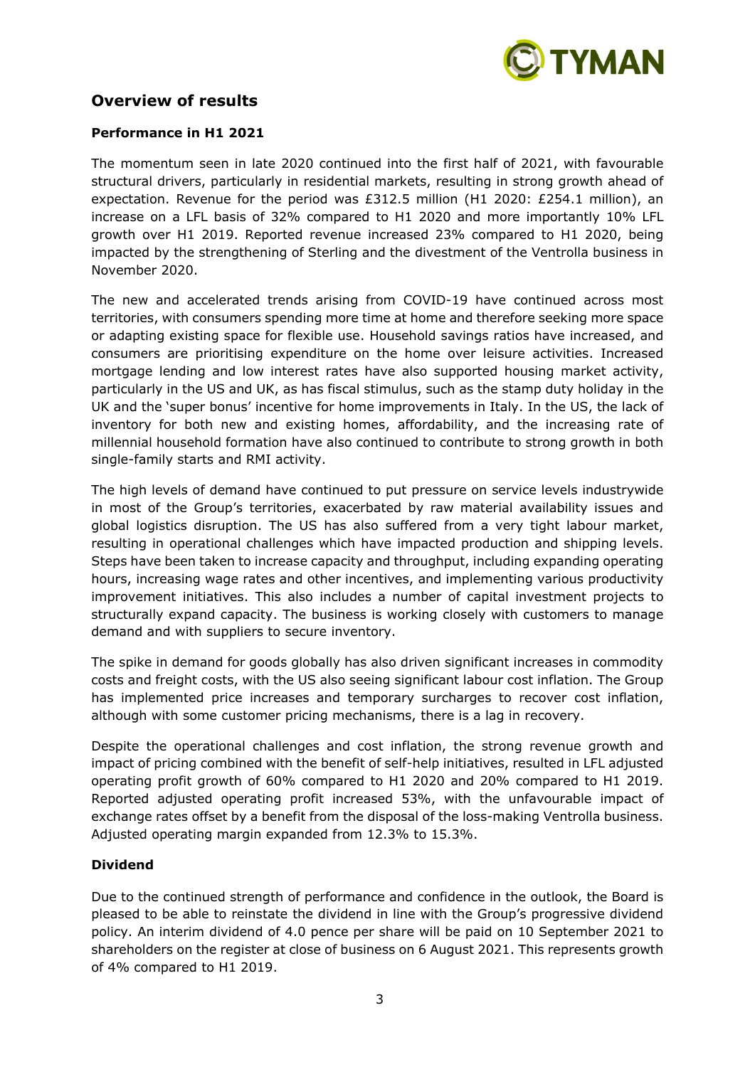## Overview of results

### Performance in H1 2021

The momentum seen in late 2020 continued into the first half of 2021, with favourable structural drivers, particularly in residential markets, resulting in strong growth ahead of expectation. Revenue for the period was £312.5 million (H1 2020: £254.1 million), an increase on a LFL basis of 32% compared to H1 2020 and more importantly 10% LFL growth over H1 2019. Reported revenue increased 23% compared to H1 2020, being impacted by the strengthening of Sterling and the divestment of the Ventrolla business in November 2020.

The new and accelerated trends arising from COVID-19 have continued across most territories, with consumers spending more time at home and therefore seeking more space or adapting existing space for flexible use. Household savings ratios have increased, and consumers are prioritising expenditure on the home over leisure activities. Increased mortgage lending and low interest rates have also supported housing market activity, particularly in the US and UK, as has fiscal stimulus, such as the stamp duty holiday in the UK and the 'super bonus' incentive for home improvements in Italy. In the US, the lack of inventory for both new and existing homes, affordability, and the increasing rate of millennial household formation have also continued to contribute to strong growth in both single-family starts and RMI activity.

The high levels of demand have continued to put pressure on service levels industrywide in most of the Group's territories, exacerbated by raw material availability issues and global logistics disruption. The US has also suffered from a very tight labour market, resulting in operational challenges which have impacted production and shipping levels. Steps have been taken to increase capacity and throughput, including expanding operating hours, increasing wage rates and other incentives, and implementing various productivity improvement initiatives. This also includes a number of capital investment projects to structurally expand capacity. The business is working closely with customers to manage demand and with suppliers to secure inventory.

The spike in demand for goods globally has also driven significant increases in commodity costs and freight costs, with the US also seeing significant labour cost inflation. The Group has implemented price increases and temporary surcharges to recover cost inflation, although with some customer pricing mechanisms, there is a lag in recovery.

Despite the operational challenges and cost inflation, the strong revenue growth and impact of pricing combined with the benefit of self-help initiatives, resulted in LFL adjusted operating profit growth of 60% compared to H1 2020 and 20% compared to H1 2019. Reported adjusted operating profit increased 53%, with the unfavourable impact of exchange rates offset by a benefit from the disposal of the loss-making Ventrolla business. Adjusted operating margin expanded from 12.3% to 15.3%.

### Dividend

Due to the continued strength of performance and confidence in the outlook, the Board is pleased to be able to reinstate the dividend in line with the Group's progressive dividend policy. An interim dividend of 4.0 pence per share will be paid on 10 September 2021 to shareholders on the register at close of business on 6 August 2021. This represents growth of 4% compared to H1 2019.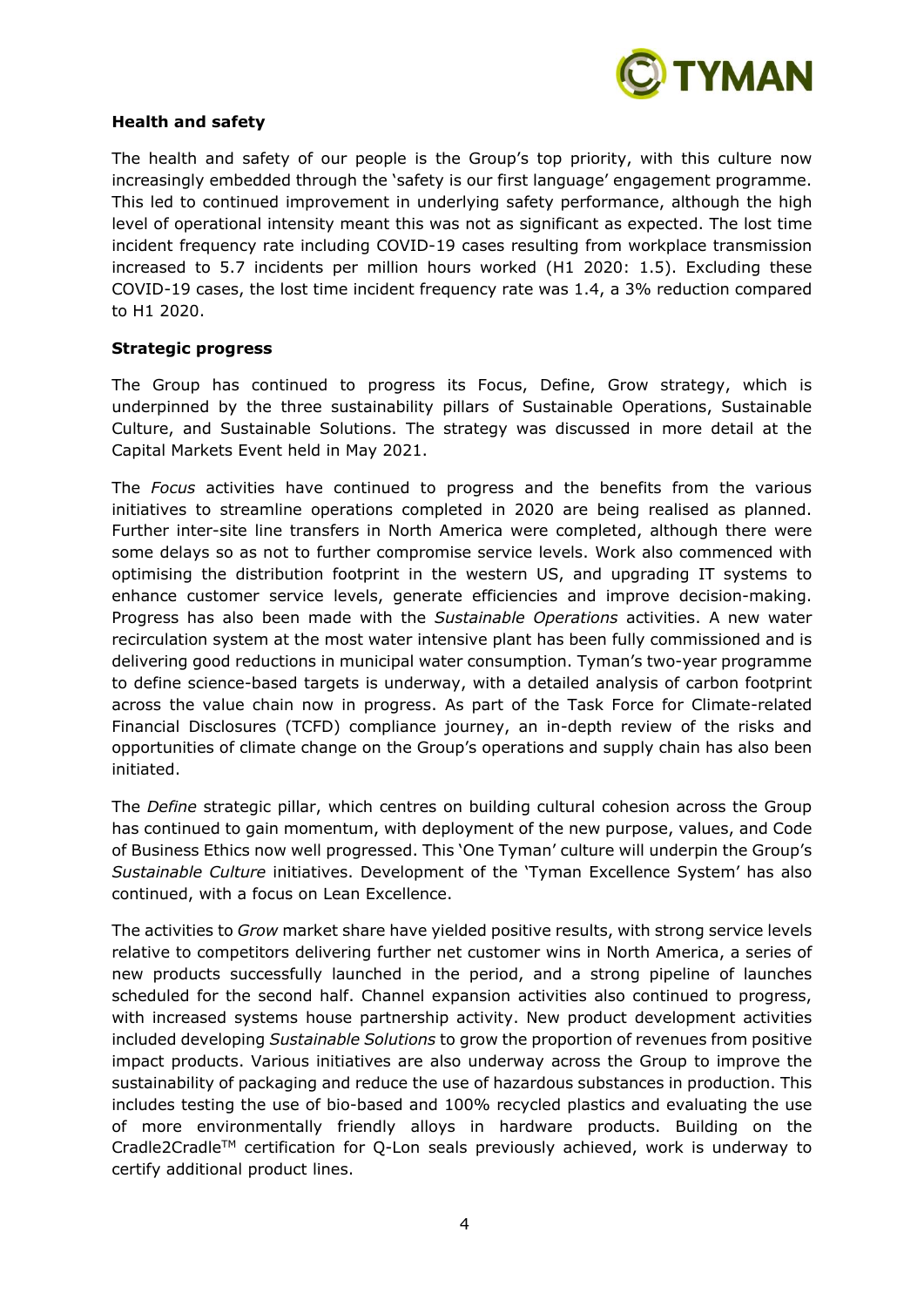**Health and safety**

The health and safety of our people is the Group's top priority, with this culture now increasingly embedded through the 'safety is our first language' engagement programme. This led to continued improvement in underlying safety performance, although the high level of operational intensity meant this was not as significant as expected. The lost time incident frequency rate including COVID-19 cases resulting from workplace transmission increased to 5.7 incidents per million hours worked (H1 2020: 1.5). Excluding these COVID-19 cases, the lost time incident frequency rate was 1.4, a 3% reduction compared to H1 2020.

**Strategic progress**

The Group has continued to progress its Focus, Define, Grow strategy, which is underpinned by the three sustainability pillars of Sustainable Operations, Sustainable Culture, and Sustainable Solutions. The strategy was discussed in more detail at the Capital Markets Event held in May 2021.

The *Focus* activities have continued to progress and the benefits from the various initiatives to streamline operations completed in 2020 are being realised as planned. Further inter-site line transfers in North America were completed, although there were some delays so as not to further compromise service levels. Work also commenced with optimising the distribution footprint in the western US, and upgrading IT systems to enhance customer service levels, generate efficiencies and improve decision-making. Progress has also been made with the *Sustainable Operations* activities. A new water recirculation system at the most water intensive plant has been fully commissioned and is delivering good reductions in municipal water consumption. Tyman's two-year programme to define science-based targets is underway, with a detailed analysis of carbon footprint across the value chain now in progress. As part of the Task Force for Climate-related Financial Disclosures (TCFD) compliance journey, an in-depth review of the risks and opportunities of climate change on the Group's operations and supply chain has also been initiated.

The *Define* strategic pillar, which centres on building cultural cohesion across the Group has continued to gain momentum, with deployment of the new purpose, values, and Code of Business Ethics now well progressed. This 'One Tyman' culture will underpin the Group's *Sustainable Culture* initiatives. Development of the 'Tyman Excellence System' has also continued, with a focus on Lean Excellence.

The activities to *Grow* market share have yielded positive results, with strong service levels relative to competitors delivering further net customer wins in North America, a series of new products successfully launched in the period, and a strong pipeline of launches scheduled for the second half. Channel expansion activities also continued to progress, with increased systems house partnership activity. New product development activities included developing *Sustainable Solutions* to grow the proportion of revenues from positive impact products. Various initiatives are also underway across the Group to improve the sustainability of packaging and reduce the use of hazardous substances in production. This includes testing the use of bio-based and 100% recycled plastics and evaluating the use of more environmentally friendly alloys in hardware products. Building on the Cradle2Cradle™ certification for Q-Lon seals previously achieved, work is underway to certify additional product lines.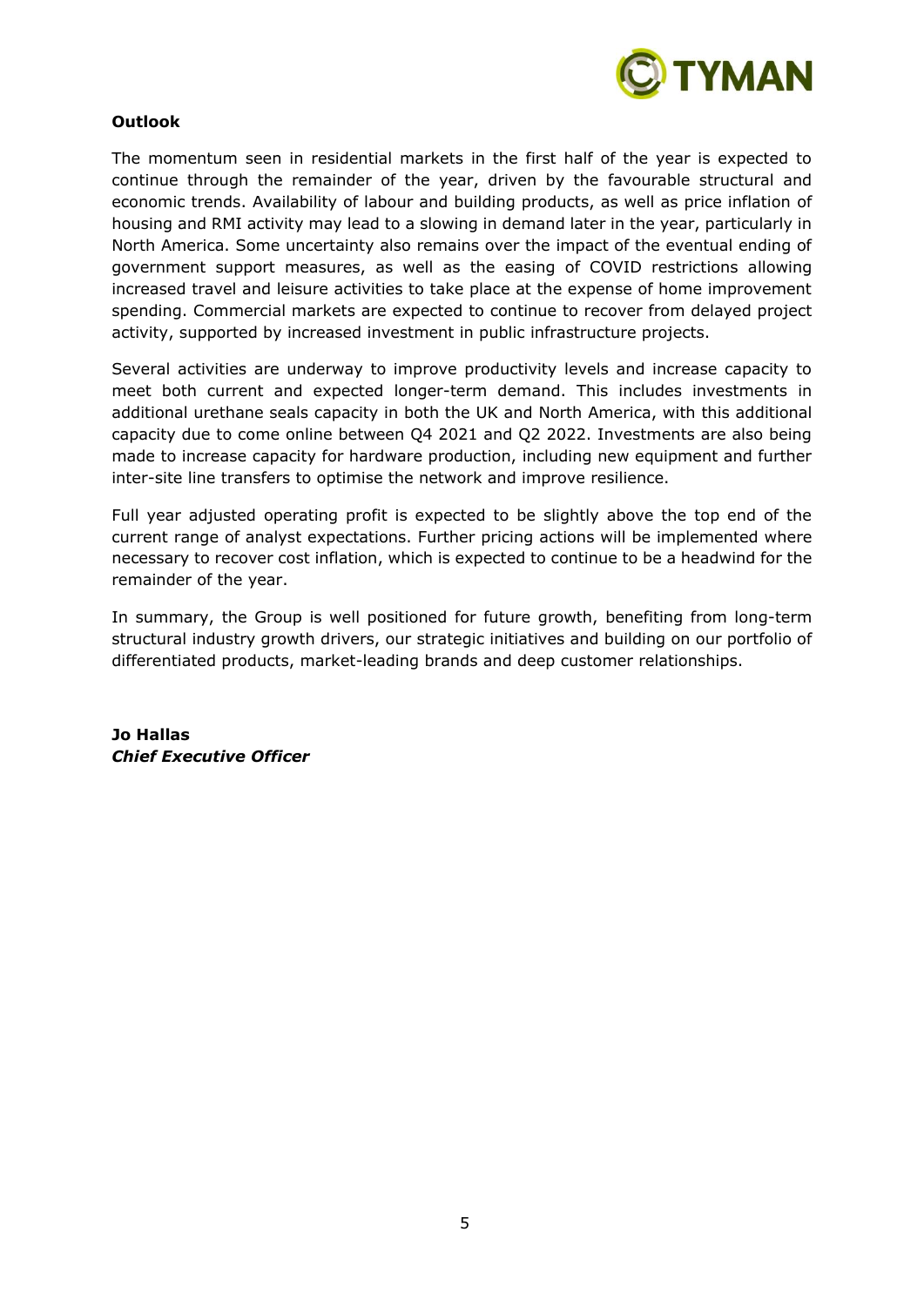**Outlook**

The momentum seen in residential markets in the first half of the year is expected to continue through the remainder of the year, driven by the favourable structural and economic trends. Availability of labour and building products, as well as price inflation of housing and RMI activity may lead to a slowing in demand later in the year, particularly in North America. Some uncertainty also remains over the impact of the eventual ending of government support measures, as well as the easing of COVID restrictions allowing increased travel and leisure activities to take place at the expense of home improvement spending. Commercial markets are expected to continue to recover from delayed project activity, supported by increased investment in public infrastructure projects.

Several activities are underway to improve productivity levels and increase capacity to meet both current and expected longer-term demand. This includes investments in additional urethane seals capacity in both the UK and North America, with this additional capacity due to come online between Q4 2021 and Q2 2022. Investments are also being made to increase capacity for hardware production, including new equipment and further inter-site line transfers to optimise the network and improve resilience.

Full year adjusted operating profit is expected to be slightly above the top end of the current range of analyst expectations. Further pricing actions will be implemented where necessary to recover cost inflation, which is expected to continue to be a headwind for the remainder of the year.

In summary, the Group is well positioned for future growth, benefiting from long-term structural industry growth drivers, our strategic initiatives and building on our portfolio of differentiated products, market-leading brands and deep customer relationships.

**Jo Hallas**
***Chief Executive Officer***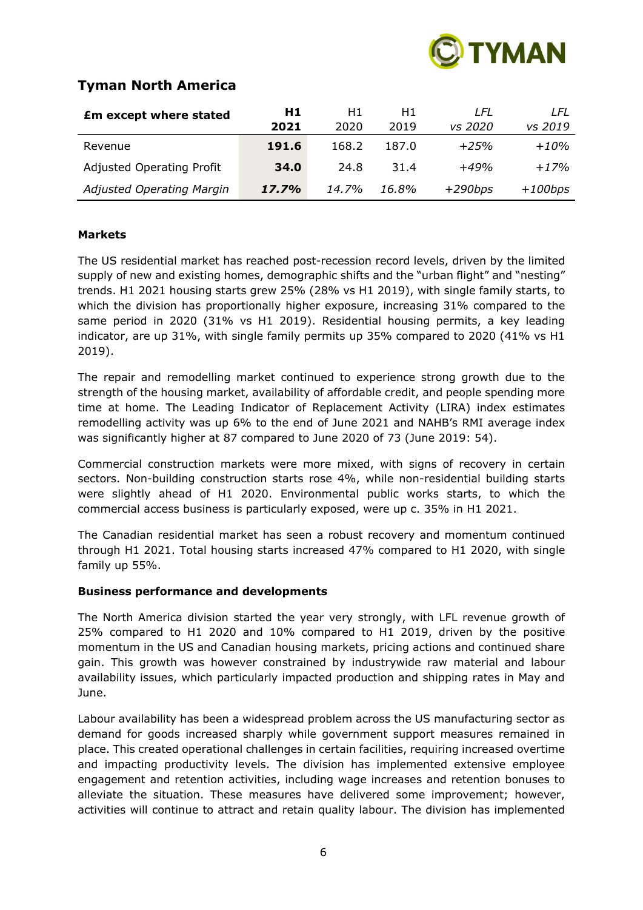## Tyman North America

| £m except where stated | **H1 2021** | H1 2020 | H1 2019 | *LFL vs 2020* | *LFL vs 2019* |
|---|---|---|---|---|---|
| Revenue | **191.6** | 168.2 | 187.0 | *+25%* | *+10%* |
| Adjusted Operating Profit | **34.0** | 24.8 | 31.4 | *+49%* | *+17%* |
| *Adjusted Operating Margin* | ***17.7%*** | *14.7%* | *16.8%* | *+290bps* | *+100bps* |

**Markets**

The US residential market has reached post-recession record levels, driven by the limited supply of new and existing homes, demographic shifts and the "urban flight" and "nesting" trends. H1 2021 housing starts grew 25% (28% vs H1 2019), with single family starts, to which the division has proportionally higher exposure, increasing 31% compared to the same period in 2020 (31% vs H1 2019). Residential housing permits, a key leading indicator, are up 31%, with single family permits up 35% compared to 2020 (41% vs H1 2019).

The repair and remodelling market continued to experience strong growth due to the strength of the housing market, availability of affordable credit, and people spending more time at home. The Leading Indicator of Replacement Activity (LIRA) index estimates remodelling activity was up 6% to the end of June 2021 and NAHB's RMI average index was significantly higher at 87 compared to June 2020 of 73 (June 2019: 54).

Commercial construction markets were more mixed, with signs of recovery in certain sectors. Non-building construction starts rose 4%, while non-residential building starts were slightly ahead of H1 2020. Environmental public works starts, to which the commercial access business is particularly exposed, were up c. 35% in H1 2021.

The Canadian residential market has seen a robust recovery and momentum continued through H1 2021. Total housing starts increased 47% compared to H1 2020, with single family up 55%.

**Business performance and developments**

The North America division started the year very strongly, with LFL revenue growth of 25% compared to H1 2020 and 10% compared to H1 2019, driven by the positive momentum in the US and Canadian housing markets, pricing actions and continued share gain. This growth was however constrained by industrywide raw material and labour availability issues, which particularly impacted production and shipping rates in May and June.

Labour availability has been a widespread problem across the US manufacturing sector as demand for goods increased sharply while government support measures remained in place. This created operational challenges in certain facilities, requiring increased overtime and impacting productivity levels. The division has implemented extensive employee engagement and retention activities, including wage increases and retention bonuses to alleviate the situation. These measures have delivered some improvement; however, activities will continue to attract and retain quality labour. The division has implemented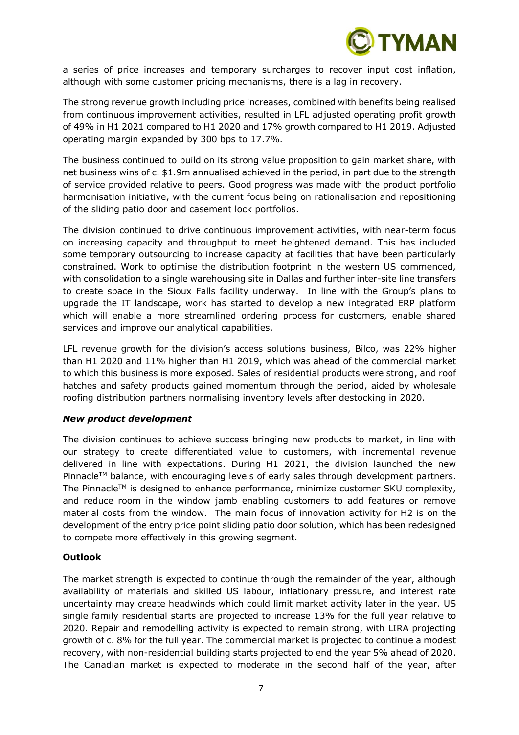a series of price increases and temporary surcharges to recover input cost inflation, although with some customer pricing mechanisms, there is a lag in recovery.

The strong revenue growth including price increases, combined with benefits being realised from continuous improvement activities, resulted in LFL adjusted operating profit growth of 49% in H1 2021 compared to H1 2020 and 17% growth compared to H1 2019. Adjusted operating margin expanded by 300 bps to 17.7%.

The business continued to build on its strong value proposition to gain market share, with net business wins of c. $1.9m annualised achieved in the period, in part due to the strength of service provided relative to peers. Good progress was made with the product portfolio harmonisation initiative, with the current focus being on rationalisation and repositioning of the sliding patio door and casement lock portfolios.

The division continued to drive continuous improvement activities, with near-term focus on increasing capacity and throughput to meet heightened demand. This has included some temporary outsourcing to increase capacity at facilities that have been particularly constrained. Work to optimise the distribution footprint in the western US commenced, with consolidation to a single warehousing site in Dallas and further inter-site line transfers to create space in the Sioux Falls facility underway. In line with the Group's plans to upgrade the IT landscape, work has started to develop a new integrated ERP platform which will enable a more streamlined ordering process for customers, enable shared services and improve our analytical capabilities.

LFL revenue growth for the division's access solutions business, Bilco, was 22% higher than H1 2020 and 11% higher than H1 2019, which was ahead of the commercial market to which this business is more exposed. Sales of residential products were strong, and roof hatches and safety products gained momentum through the period, aided by wholesale roofing distribution partners normalising inventory levels after destocking in 2020.

***New product development***

The division continues to achieve success bringing new products to market, in line with our strategy to create differentiated value to customers, with incremental revenue delivered in line with expectations. During H1 2021, the division launched the new Pinnacle™ balance, with encouraging levels of early sales through development partners. The Pinnacle™ is designed to enhance performance, minimize customer SKU complexity, and reduce room in the window jamb enabling customers to add features or remove material costs from the window. The main focus of innovation activity for H2 is on the development of the entry price point sliding patio door solution, which has been redesigned to compete more effectively in this growing segment.

**Outlook**

The market strength is expected to continue through the remainder of the year, although availability of materials and skilled US labour, inflationary pressure, and interest rate uncertainty may create headwinds which could limit market activity later in the year. US single family residential starts are projected to increase 13% for the full year relative to 2020. Repair and remodelling activity is expected to remain strong, with LIRA projecting growth of c. 8% for the full year. The commercial market is projected to continue a modest recovery, with non-residential building starts projected to end the year 5% ahead of 2020. The Canadian market is expected to moderate in the second half of the year, after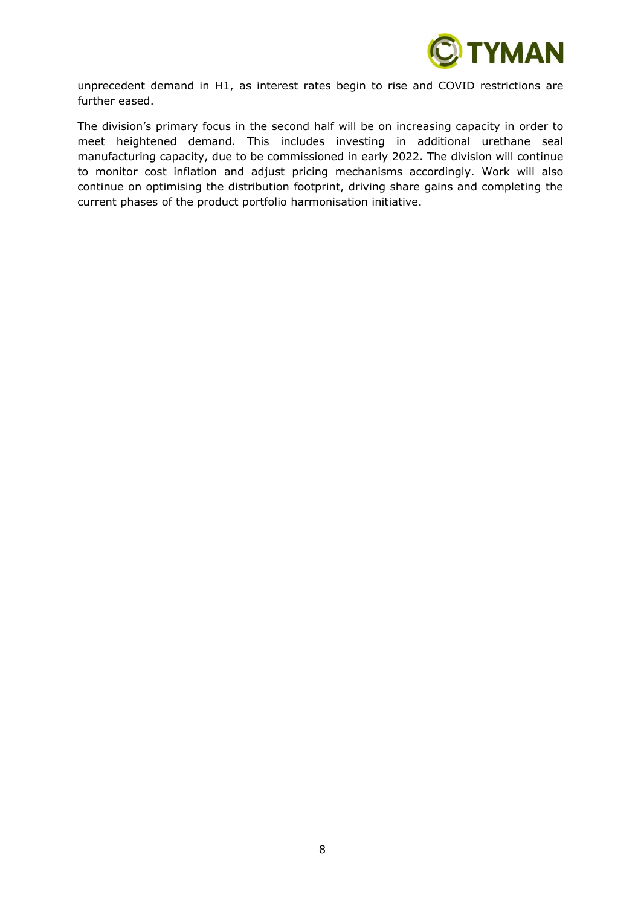unprecedent demand in H1, as interest rates begin to rise and COVID restrictions are further eased.

The division's primary focus in the second half will be on increasing capacity in order to meet heightened demand. This includes investing in additional urethane seal manufacturing capacity, due to be commissioned in early 2022. The division will continue to monitor cost inflation and adjust pricing mechanisms accordingly. Work will also continue on optimising the distribution footprint, driving share gains and completing the current phases of the product portfolio harmonisation initiative.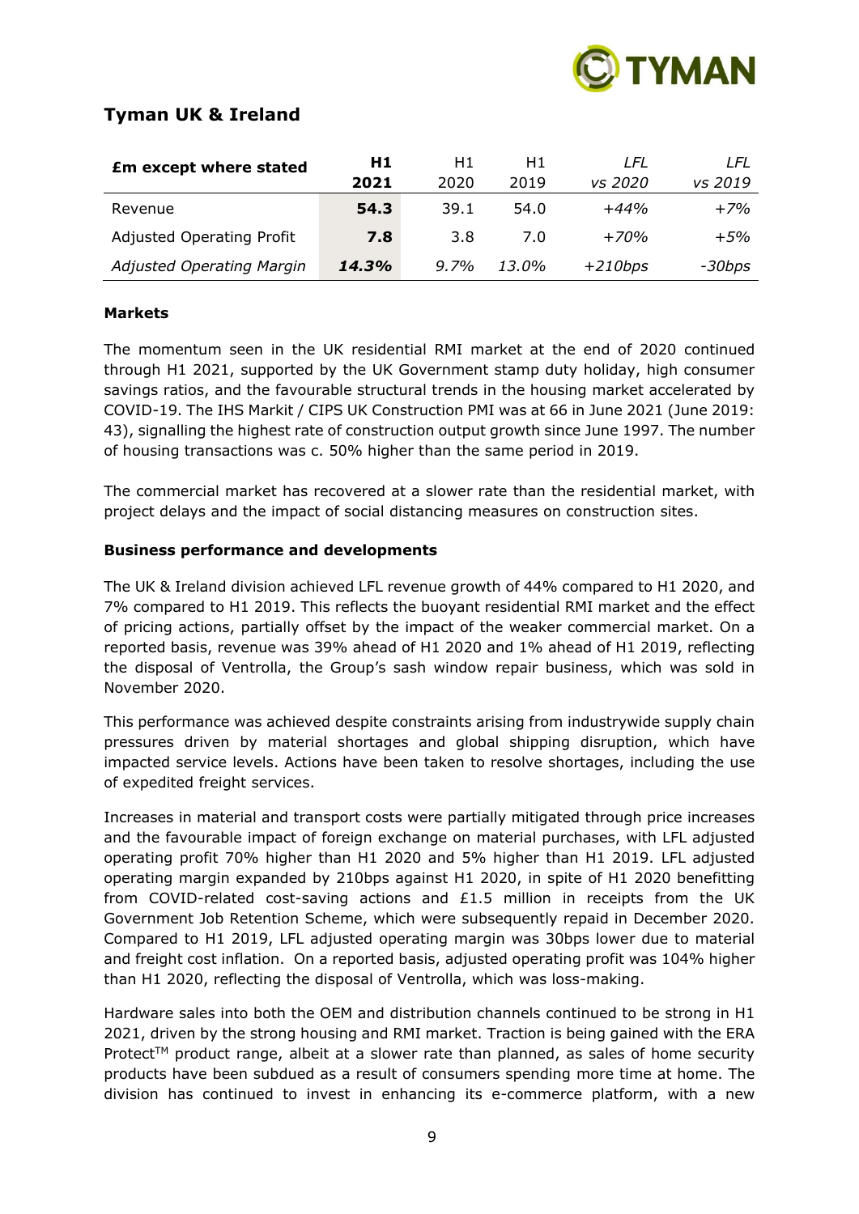## Tyman UK & Ireland

| £m except where stated | **H1 2021** | H1 2020 | H1 2019 | *LFL vs 2020* | *LFL vs 2019* |
|---|---|---|---|---|---|
| Revenue | **54.3** | 39.1 | 54.0 | *+44%* | *+7%* |
| Adjusted Operating Profit | **7.8** | 3.8 | 7.0 | *+70%* | *+5%* |
| *Adjusted Operating Margin* | ***14.3%*** | *9.7%* | *13.0%* | *+210bps* | *-30bps* |

**Markets**

The momentum seen in the UK residential RMI market at the end of 2020 continued through H1 2021, supported by the UK Government stamp duty holiday, high consumer savings ratios, and the favourable structural trends in the housing market accelerated by COVID-19. The IHS Markit / CIPS UK Construction PMI was at 66 in June 2021 (June 2019: 43), signalling the highest rate of construction output growth since June 1997. The number of housing transactions was c. 50% higher than the same period in 2019.

The commercial market has recovered at a slower rate than the residential market, with project delays and the impact of social distancing measures on construction sites.

**Business performance and developments**

The UK & Ireland division achieved LFL revenue growth of 44% compared to H1 2020, and 7% compared to H1 2019. This reflects the buoyant residential RMI market and the effect of pricing actions, partially offset by the impact of the weaker commercial market. On a reported basis, revenue was 39% ahead of H1 2020 and 1% ahead of H1 2019, reflecting the disposal of Ventrolla, the Group's sash window repair business, which was sold in November 2020.

This performance was achieved despite constraints arising from industrywide supply chain pressures driven by material shortages and global shipping disruption, which have impacted service levels. Actions have been taken to resolve shortages, including the use of expedited freight services.

Increases in material and transport costs were partially mitigated through price increases and the favourable impact of foreign exchange on material purchases, with LFL adjusted operating profit 70% higher than H1 2020 and 5% higher than H1 2019. LFL adjusted operating margin expanded by 210bps against H1 2020, in spite of H1 2020 benefitting from COVID-related cost-saving actions and £1.5 million in receipts from the UK Government Job Retention Scheme, which were subsequently repaid in December 2020. Compared to H1 2019, LFL adjusted operating margin was 30bps lower due to material and freight cost inflation. On a reported basis, adjusted operating profit was 104% higher than H1 2020, reflecting the disposal of Ventrolla, which was loss-making.

Hardware sales into both the OEM and distribution channels continued to be strong in H1 2021, driven by the strong housing and RMI market. Traction is being gained with the ERA Protect™ product range, albeit at a slower rate than planned, as sales of home security products have been subdued as a result of consumers spending more time at home. The division has continued to invest in enhancing its e-commerce platform, with a new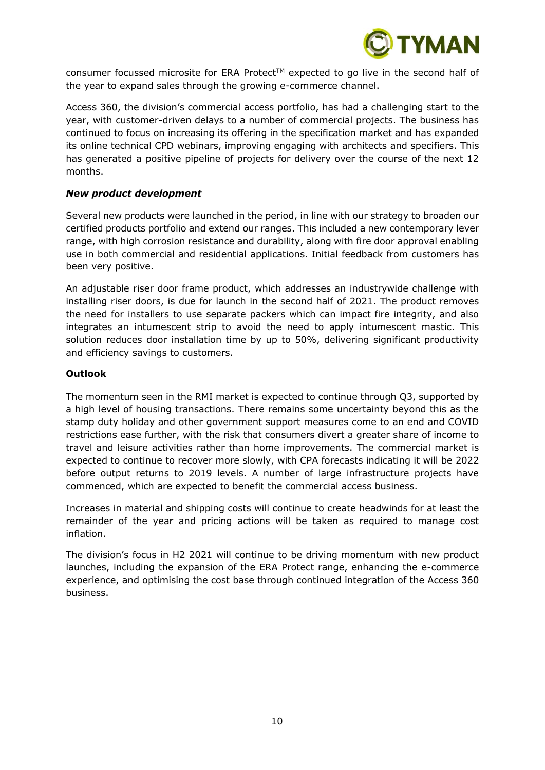consumer focussed microsite for ERA Protect™ expected to go live in the second half of the year to expand sales through the growing e-commerce channel.

Access 360, the division's commercial access portfolio, has had a challenging start to the year, with customer-driven delays to a number of commercial projects. The business has continued to focus on increasing its offering in the specification market and has expanded its online technical CPD webinars, improving engaging with architects and specifiers. This has generated a positive pipeline of projects for delivery over the course of the next 12 months.

***New product development***

Several new products were launched in the period, in line with our strategy to broaden our certified products portfolio and extend our ranges. This included a new contemporary lever range, with high corrosion resistance and durability, along with fire door approval enabling use in both commercial and residential applications. Initial feedback from customers has been very positive.

An adjustable riser door frame product, which addresses an industrywide challenge with installing riser doors, is due for launch in the second half of 2021. The product removes the need for installers to use separate packers which can impact fire integrity, and also integrates an intumescent strip to avoid the need to apply intumescent mastic. This solution reduces door installation time by up to 50%, delivering significant productivity and efficiency savings to customers.

**Outlook**

The momentum seen in the RMI market is expected to continue through Q3, supported by a high level of housing transactions. There remains some uncertainty beyond this as the stamp duty holiday and other government support measures come to an end and COVID restrictions ease further, with the risk that consumers divert a greater share of income to travel and leisure activities rather than home improvements. The commercial market is expected to continue to recover more slowly, with CPA forecasts indicating it will be 2022 before output returns to 2019 levels. A number of large infrastructure projects have commenced, which are expected to benefit the commercial access business.

Increases in material and shipping costs will continue to create headwinds for at least the remainder of the year and pricing actions will be taken as required to manage cost inflation.

The division's focus in H2 2021 will continue to be driving momentum with new product launches, including the expansion of the ERA Protect range, enhancing the e-commerce experience, and optimising the cost base through continued integration of the Access 360 business.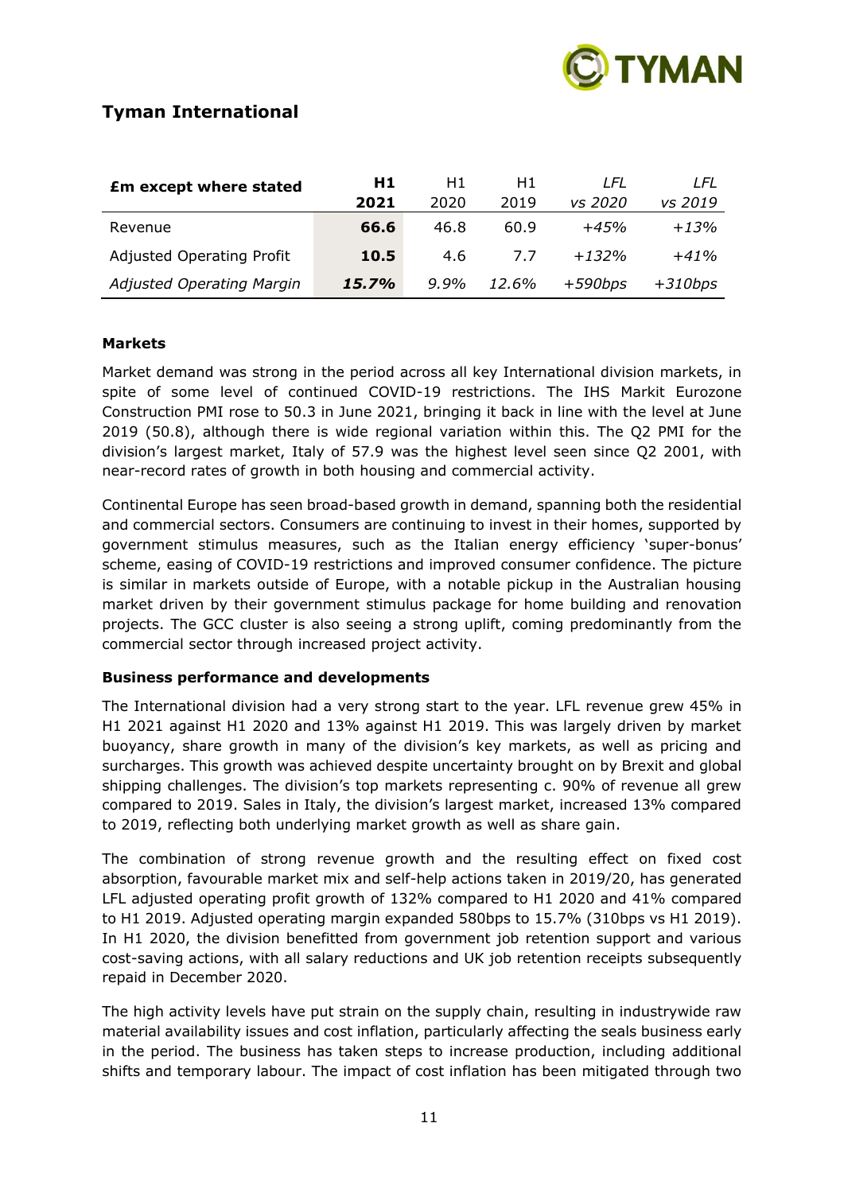## Tyman International

| £m except where stated | **H1 2021** | H1 2020 | H1 2019 | *LFL vs 2020* | *LFL vs 2019* |
|---|---|---|---|---|---|
| Revenue | **66.6** | 46.8 | 60.9 | *+45%* | *+13%* |
| Adjusted Operating Profit | **10.5** | 4.6 | 7.7 | *+132%* | *+41%* |
| *Adjusted Operating Margin* | ***15.7%*** | *9.9%* | *12.6%* | *+590bps* | *+310bps* |

**Markets**

Market demand was strong in the period across all key International division markets, in spite of some level of continued COVID-19 restrictions. The IHS Markit Eurozone Construction PMI rose to 50.3 in June 2021, bringing it back in line with the level at June 2019 (50.8), although there is wide regional variation within this. The Q2 PMI for the division's largest market, Italy of 57.9 was the highest level seen since Q2 2001, with near-record rates of growth in both housing and commercial activity.

Continental Europe has seen broad-based growth in demand, spanning both the residential and commercial sectors. Consumers are continuing to invest in their homes, supported by government stimulus measures, such as the Italian energy efficiency 'super-bonus' scheme, easing of COVID-19 restrictions and improved consumer confidence. The picture is similar in markets outside of Europe, with a notable pickup in the Australian housing market driven by their government stimulus package for home building and renovation projects. The GCC cluster is also seeing a strong uplift, coming predominantly from the commercial sector through increased project activity.

**Business performance and developments**

The International division had a very strong start to the year. LFL revenue grew 45% in H1 2021 against H1 2020 and 13% against H1 2019. This was largely driven by market buoyancy, share growth in many of the division's key markets, as well as pricing and surcharges. This growth was achieved despite uncertainty brought on by Brexit and global shipping challenges. The division's top markets representing c. 90% of revenue all grew compared to 2019. Sales in Italy, the division's largest market, increased 13% compared to 2019, reflecting both underlying market growth as well as share gain.

The combination of strong revenue growth and the resulting effect on fixed cost absorption, favourable market mix and self-help actions taken in 2019/20, has generated LFL adjusted operating profit growth of 132% compared to H1 2020 and 41% compared to H1 2019. Adjusted operating margin expanded 580bps to 15.7% (310bps vs H1 2019). In H1 2020, the division benefitted from government job retention support and various cost-saving actions, with all salary reductions and UK job retention receipts subsequently repaid in December 2020.

The high activity levels have put strain on the supply chain, resulting in industrywide raw material availability issues and cost inflation, particularly affecting the seals business early in the period. The business has taken steps to increase production, including additional shifts and temporary labour. The impact of cost inflation has been mitigated through two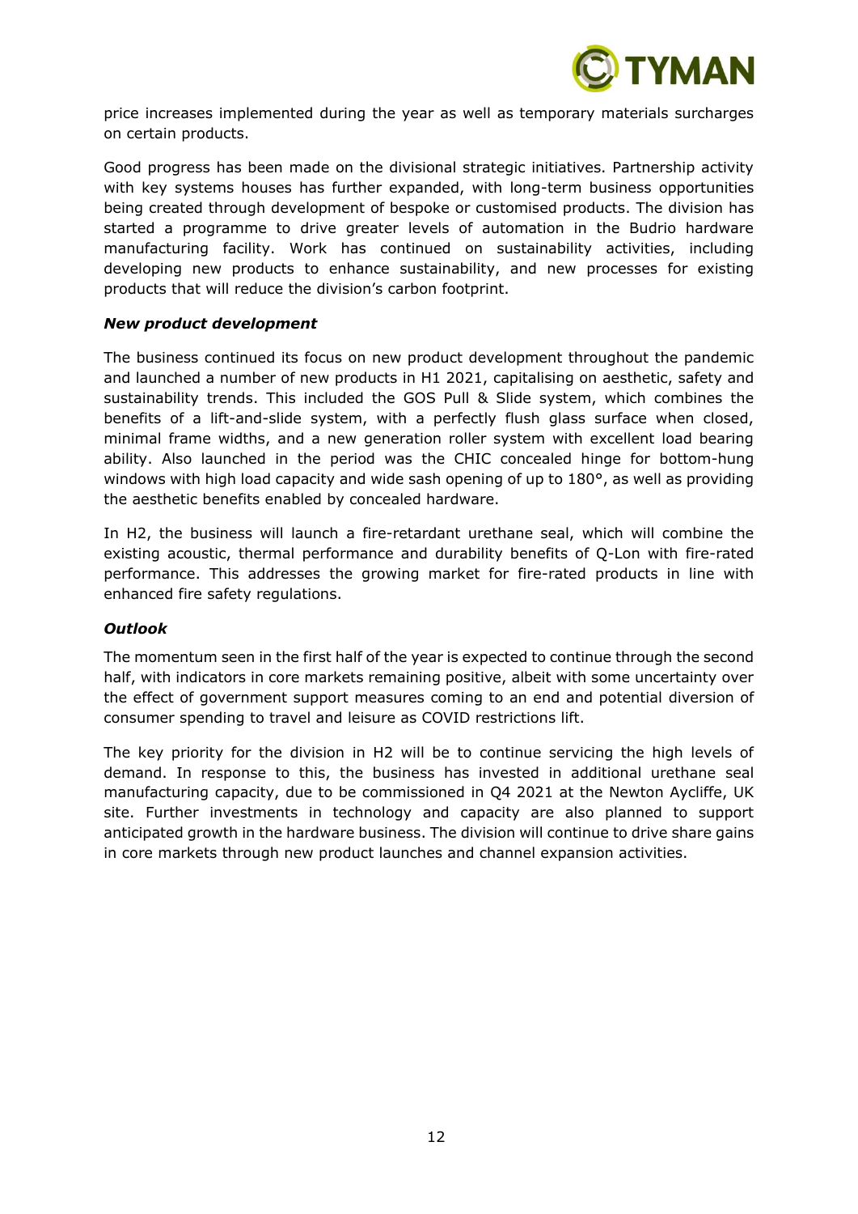price increases implemented during the year as well as temporary materials surcharges on certain products.

Good progress has been made on the divisional strategic initiatives. Partnership activity with key systems houses has further expanded, with long-term business opportunities being created through development of bespoke or customised products. The division has started a programme to drive greater levels of automation in the Budrio hardware manufacturing facility. Work has continued on sustainability activities, including developing new products to enhance sustainability, and new processes for existing products that will reduce the division's carbon footprint.

***New product development***

The business continued its focus on new product development throughout the pandemic and launched a number of new products in H1 2021, capitalising on aesthetic, safety and sustainability trends. This included the GOS Pull & Slide system, which combines the benefits of a lift-and-slide system, with a perfectly flush glass surface when closed, minimal frame widths, and a new generation roller system with excellent load bearing ability. Also launched in the period was the CHIC concealed hinge for bottom-hung windows with high load capacity and wide sash opening of up to 180°, as well as providing the aesthetic benefits enabled by concealed hardware.

In H2, the business will launch a fire-retardant urethane seal, which will combine the existing acoustic, thermal performance and durability benefits of Q-Lon with fire-rated performance. This addresses the growing market for fire-rated products in line with enhanced fire safety regulations.

***Outlook***

The momentum seen in the first half of the year is expected to continue through the second half, with indicators in core markets remaining positive, albeit with some uncertainty over the effect of government support measures coming to an end and potential diversion of consumer spending to travel and leisure as COVID restrictions lift.

The key priority for the division in H2 will be to continue servicing the high levels of demand. In response to this, the business has invested in additional urethane seal manufacturing capacity, due to be commissioned in Q4 2021 at the Newton Aycliffe, UK site. Further investments in technology and capacity are also planned to support anticipated growth in the hardware business. The division will continue to drive share gains in core markets through new product launches and channel expansion activities.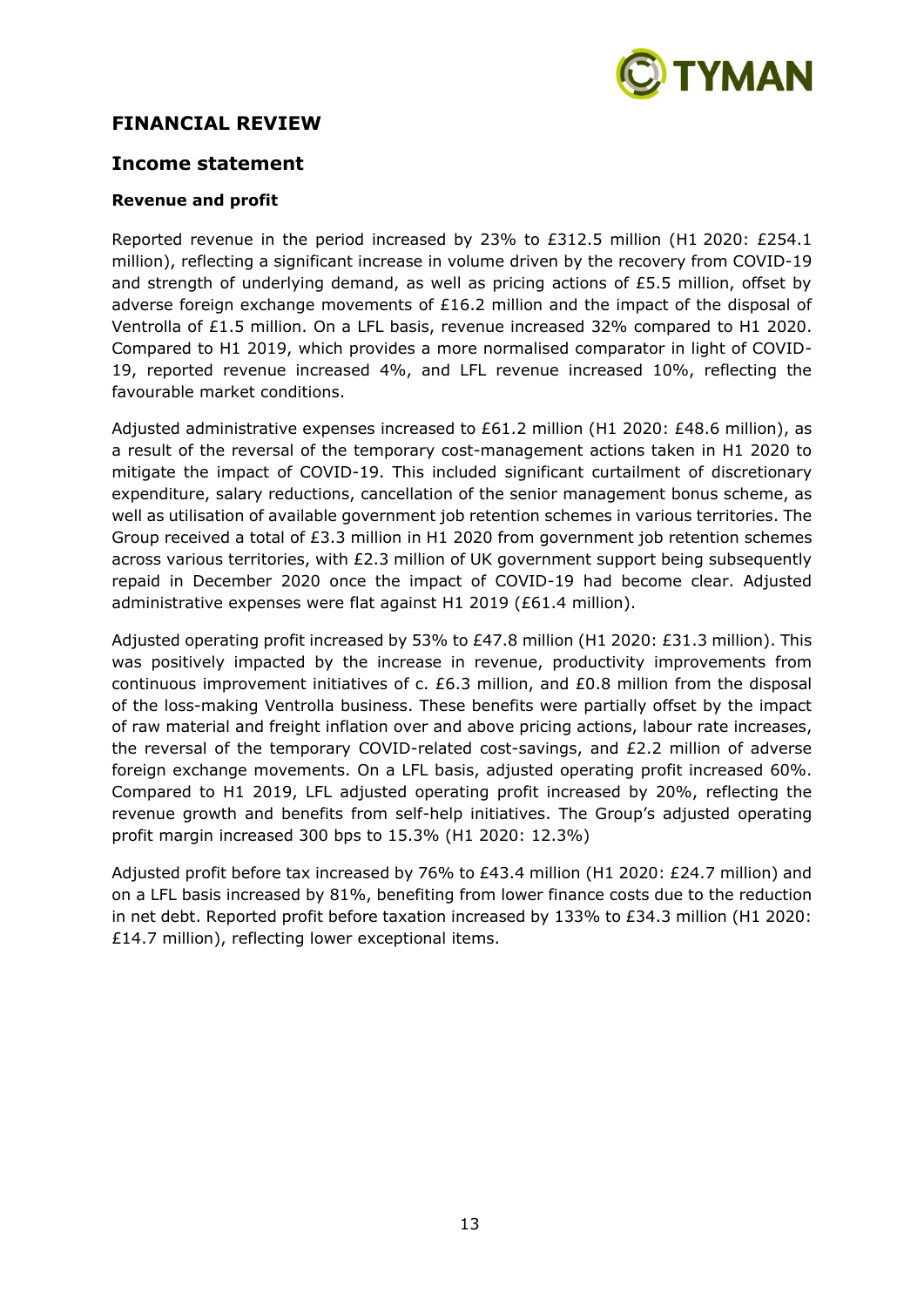## FINANCIAL REVIEW

## Income statement

### Revenue and profit

Reported revenue in the period increased by 23% to £312.5 million (H1 2020: £254.1 million), reflecting a significant increase in volume driven by the recovery from COVID-19 and strength of underlying demand, as well as pricing actions of £5.5 million, offset by adverse foreign exchange movements of £16.2 million and the impact of the disposal of Ventrolla of £1.5 million. On a LFL basis, revenue increased 32% compared to H1 2020. Compared to H1 2019, which provides a more normalised comparator in light of COVID-19, reported revenue increased 4%, and LFL revenue increased 10%, reflecting the favourable market conditions.

Adjusted administrative expenses increased to £61.2 million (H1 2020: £48.6 million), as a result of the reversal of the temporary cost-management actions taken in H1 2020 to mitigate the impact of COVID-19. This included significant curtailment of discretionary expenditure, salary reductions, cancellation of the senior management bonus scheme, as well as utilisation of available government job retention schemes in various territories. The Group received a total of £3.3 million in H1 2020 from government job retention schemes across various territories, with £2.3 million of UK government support being subsequently repaid in December 2020 once the impact of COVID-19 had become clear. Adjusted administrative expenses were flat against H1 2019 (£61.4 million).

Adjusted operating profit increased by 53% to £47.8 million (H1 2020: £31.3 million). This was positively impacted by the increase in revenue, productivity improvements from continuous improvement initiatives of c. £6.3 million, and £0.8 million from the disposal of the loss-making Ventrolla business. These benefits were partially offset by the impact of raw material and freight inflation over and above pricing actions, labour rate increases, the reversal of the temporary COVID-related cost-savings, and £2.2 million of adverse foreign exchange movements. On a LFL basis, adjusted operating profit increased 60%. Compared to H1 2019, LFL adjusted operating profit increased by 20%, reflecting the revenue growth and benefits from self-help initiatives. The Group's adjusted operating profit margin increased 300 bps to 15.3% (H1 2020: 12.3%)

Adjusted profit before tax increased by 76% to £43.4 million (H1 2020: £24.7 million) and on a LFL basis increased by 81%, benefiting from lower finance costs due to the reduction in net debt. Reported profit before taxation increased by 133% to £34.3 million (H1 2020: £14.7 million), reflecting lower exceptional items.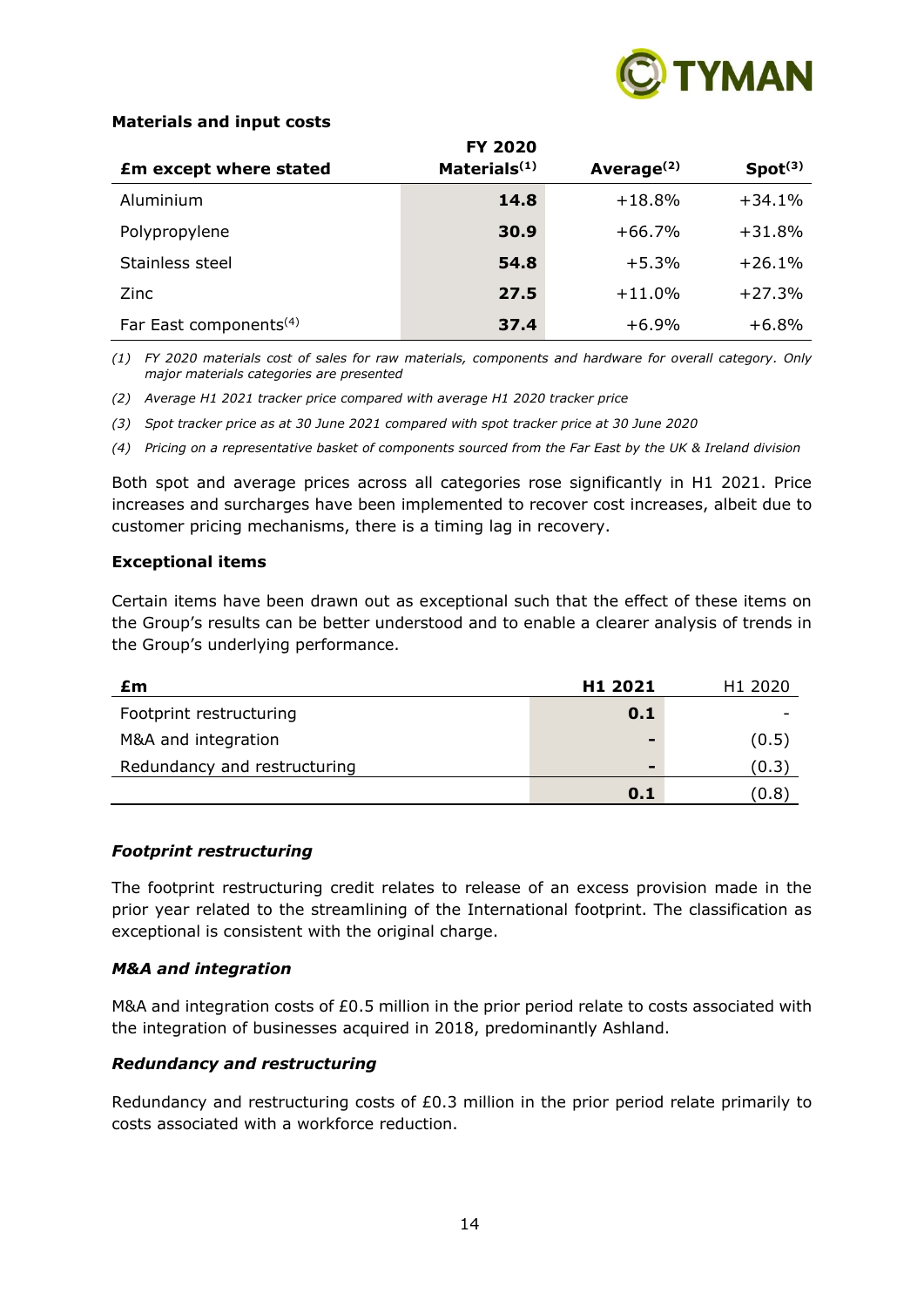**Materials and input costs**

| £m except where stated | FY 2020 Materials[(1)] | Average[(2)] | Spot[(3)] |
|---|---|---|---|
| Aluminium | **14.8** | +18.8% | +34.1% |
| Polypropylene | **30.9** | +66.7% | +31.8% |
| Stainless steel | **54.8** | +5.3% | +26.1% |
| Zinc | **27.5** | +11.0% | +27.3% |
| Far East components[(4)] | **37.4** | +6.9% | +6.8% |

*(1) FY 2020 materials cost of sales for raw materials, components and hardware for overall category. Only major materials categories are presented*

*(2) Average H1 2021 tracker price compared with average H1 2020 tracker price*

*(3) Spot tracker price as at 30 June 2021 compared with spot tracker price at 30 June 2020*

*(4) Pricing on a representative basket of components sourced from the Far East by the UK & Ireland division*

Both spot and average prices across all categories rose significantly in H1 2021. Price increases and surcharges have been implemented to recover cost increases, albeit due to customer pricing mechanisms, there is a timing lag in recovery.

**Exceptional items**

Certain items have been drawn out as exceptional such that the effect of these items on the Group's results can be better understood and to enable a clearer analysis of trends in the Group's underlying performance.

| £m | H1 2021 | H1 2020 |
|---|---|---|
| Footprint restructuring | **0.1** | - |
| M&A and integration | **-** | (0.5) |
| Redundancy and restructuring | **-** | (0.3) |
| | **0.1** | (0.8) |

***Footprint restructuring***

The footprint restructuring credit relates to release of an excess provision made in the prior year related to the streamlining of the International footprint. The classification as exceptional is consistent with the original charge.

***M&A and integration***

M&A and integration costs of £0.5 million in the prior period relate to costs associated with the integration of businesses acquired in 2018, predominantly Ashland.

***Redundancy and restructuring***

Redundancy and restructuring costs of £0.3 million in the prior period relate primarily to costs associated with a workforce reduction.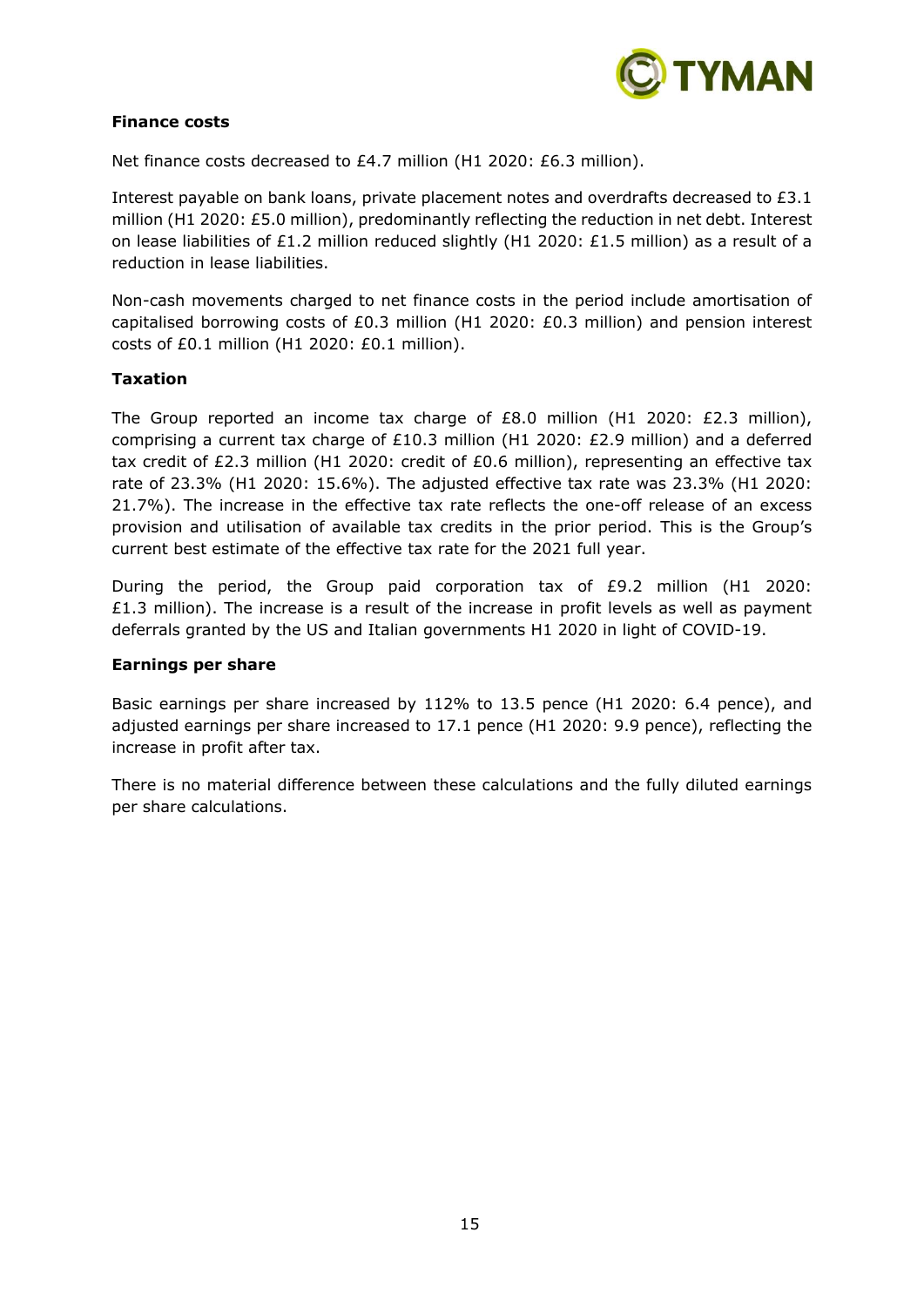**Finance costs**

Net finance costs decreased to £4.7 million (H1 2020: £6.3 million).

Interest payable on bank loans, private placement notes and overdrafts decreased to £3.1 million (H1 2020: £5.0 million), predominantly reflecting the reduction in net debt. Interest on lease liabilities of £1.2 million reduced slightly (H1 2020: £1.5 million) as a result of a reduction in lease liabilities.

Non-cash movements charged to net finance costs in the period include amortisation of capitalised borrowing costs of £0.3 million (H1 2020: £0.3 million) and pension interest costs of £0.1 million (H1 2020: £0.1 million).

**Taxation**

The Group reported an income tax charge of £8.0 million (H1 2020: £2.3 million), comprising a current tax charge of £10.3 million (H1 2020: £2.9 million) and a deferred tax credit of £2.3 million (H1 2020: credit of £0.6 million), representing an effective tax rate of 23.3% (H1 2020: 15.6%). The adjusted effective tax rate was 23.3% (H1 2020: 21.7%). The increase in the effective tax rate reflects the one-off release of an excess provision and utilisation of available tax credits in the prior period. This is the Group's current best estimate of the effective tax rate for the 2021 full year.

During the period, the Group paid corporation tax of £9.2 million (H1 2020: £1.3 million). The increase is a result of the increase in profit levels as well as payment deferrals granted by the US and Italian governments H1 2020 in light of COVID-19.

**Earnings per share**

Basic earnings per share increased by 112% to 13.5 pence (H1 2020: 6.4 pence), and adjusted earnings per share increased to 17.1 pence (H1 2020: 9.9 pence), reflecting the increase in profit after tax.

There is no material difference between these calculations and the fully diluted earnings per share calculations.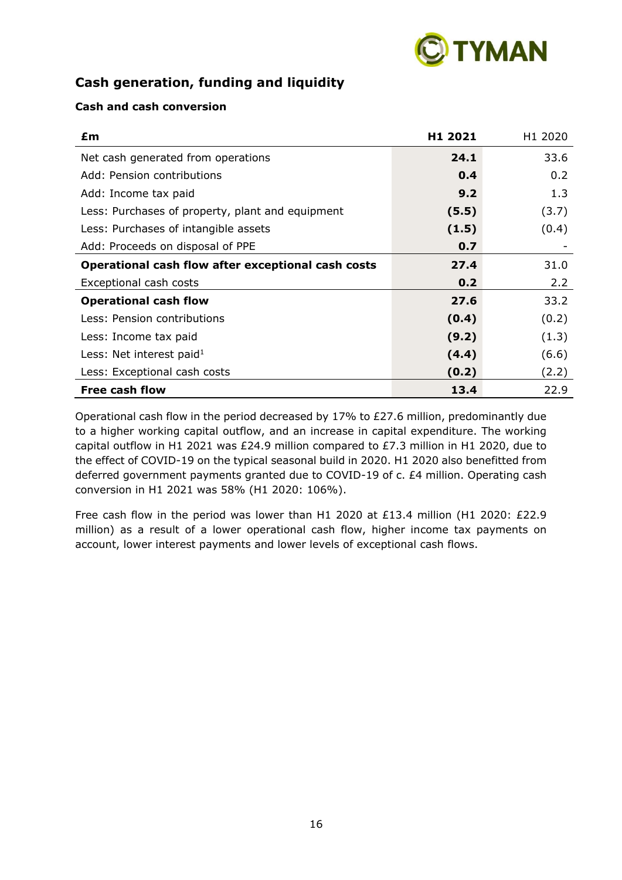## Cash generation, funding and liquidity

### Cash and cash conversion

| £m | H1 2021 | H1 2020 |
|---|---|---|
| Net cash generated from operations | **24.1** | 33.6 |
| Add: Pension contributions | **0.4** | 0.2 |
| Add: Income tax paid | **9.2** | 1.3 |
| Less: Purchases of property, plant and equipment | **(5.5)** | (3.7) |
| Less: Purchases of intangible assets | **(1.5)** | (0.4) |
| Add: Proceeds on disposal of PPE | **0.7** | - |
| **Operational cash flow after exceptional cash costs** | **27.4** | 31.0 |
| Exceptional cash costs | **0.2** | 2.2 |
| **Operational cash flow** | **27.6** | 33.2 |
| Less: Pension contributions | **(0.4)** | (0.2) |
| Less: Income tax paid | **(9.2)** | (1.3) |
| Less: Net interest paid[1] | **(4.4)** | (6.6) |
| Less: Exceptional cash costs | **(0.2)** | (2.2) |
| **Free cash flow** | **13.4** | 22.9 |

Operational cash flow in the period decreased by 17% to £27.6 million, predominantly due to a higher working capital outflow, and an increase in capital expenditure. The working capital outflow in H1 2021 was £24.9 million compared to £7.3 million in H1 2020, due to the effect of COVID-19 on the typical seasonal build in 2020. H1 2020 also benefitted from deferred government payments granted due to COVID-19 of c. £4 million. Operating cash conversion in H1 2021 was 58% (H1 2020: 106%).

Free cash flow in the period was lower than H1 2020 at £13.4 million (H1 2020: £22.9 million) as a result of a lower operational cash flow, higher income tax payments on account, lower interest payments and lower levels of exceptional cash flows.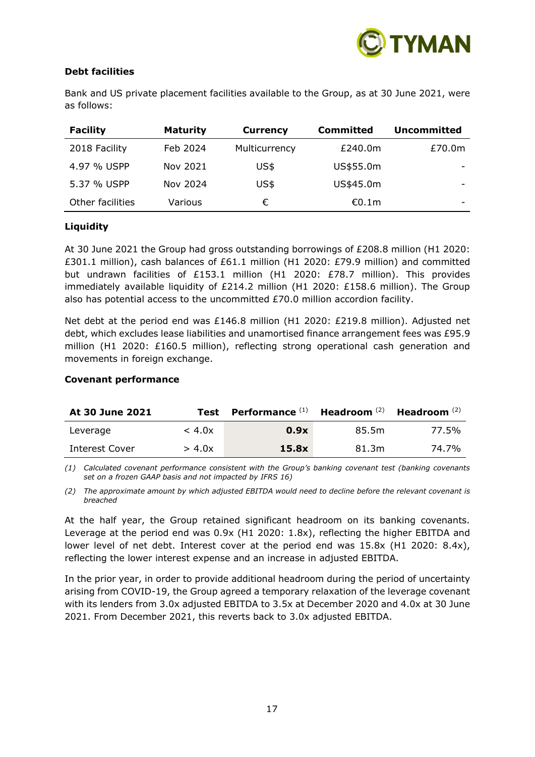### Debt facilities

Bank and US private placement facilities available to the Group, as at 30 June 2021, were as follows:

| Facility | Maturity | Currency | Committed | Uncommitted |
|---|---|---|---|---|
| 2018 Facility | Feb 2024 | Multicurrency | £240.0m | £70.0m |
| 4.97 % USPP | Nov 2021 | US$ | US$55.0m | - |
| 5.37 % USPP | Nov 2024 | US$ | US$45.0m | - |
| Other facilities | Various | € | €0.1m | - |

### Liquidity

At 30 June 2021 the Group had gross outstanding borrowings of £208.8 million (H1 2020: £301.1 million), cash balances of £61.1 million (H1 2020: £79.9 million) and committed but undrawn facilities of £153.1 million (H1 2020: £78.7 million). This provides immediately available liquidity of £214.2 million (H1 2020: £158.6 million). The Group also has potential access to the uncommitted £70.0 million accordion facility.

Net debt at the period end was £146.8 million (H1 2020: £219.8 million). Adjusted net debt, which excludes lease liabilities and unamortised finance arrangement fees was £95.9 million (H1 2020: £160.5 million), reflecting strong operational cash generation and movements in foreign exchange.

### Covenant performance

| At 30 June 2021 | Test | Performance (1) | Headroom (2) | Headroom (2) |
|---|---|---|---|---|
| Leverage | < 4.0x | **0.9x** | 85.5m | 77.5% |
| Interest Cover | > 4.0x | **15.8x** | 81.3m | 74.7% |

*(1) Calculated covenant performance consistent with the Group's banking covenant test (banking covenants set on a frozen GAAP basis and not impacted by IFRS 16)*

*(2) The approximate amount by which adjusted EBITDA would need to decline before the relevant covenant is breached*

At the half year, the Group retained significant headroom on its banking covenants. Leverage at the period end was 0.9x (H1 2020: 1.8x), reflecting the higher EBITDA and lower level of net debt. Interest cover at the period end was 15.8x (H1 2020: 8.4x), reflecting the lower interest expense and an increase in adjusted EBITDA.

In the prior year, in order to provide additional headroom during the period of uncertainty arising from COVID-19, the Group agreed a temporary relaxation of the leverage covenant with its lenders from 3.0x adjusted EBITDA to 3.5x at December 2020 and 4.0x at 30 June 2021. From December 2021, this reverts back to 3.0x adjusted EBITDA.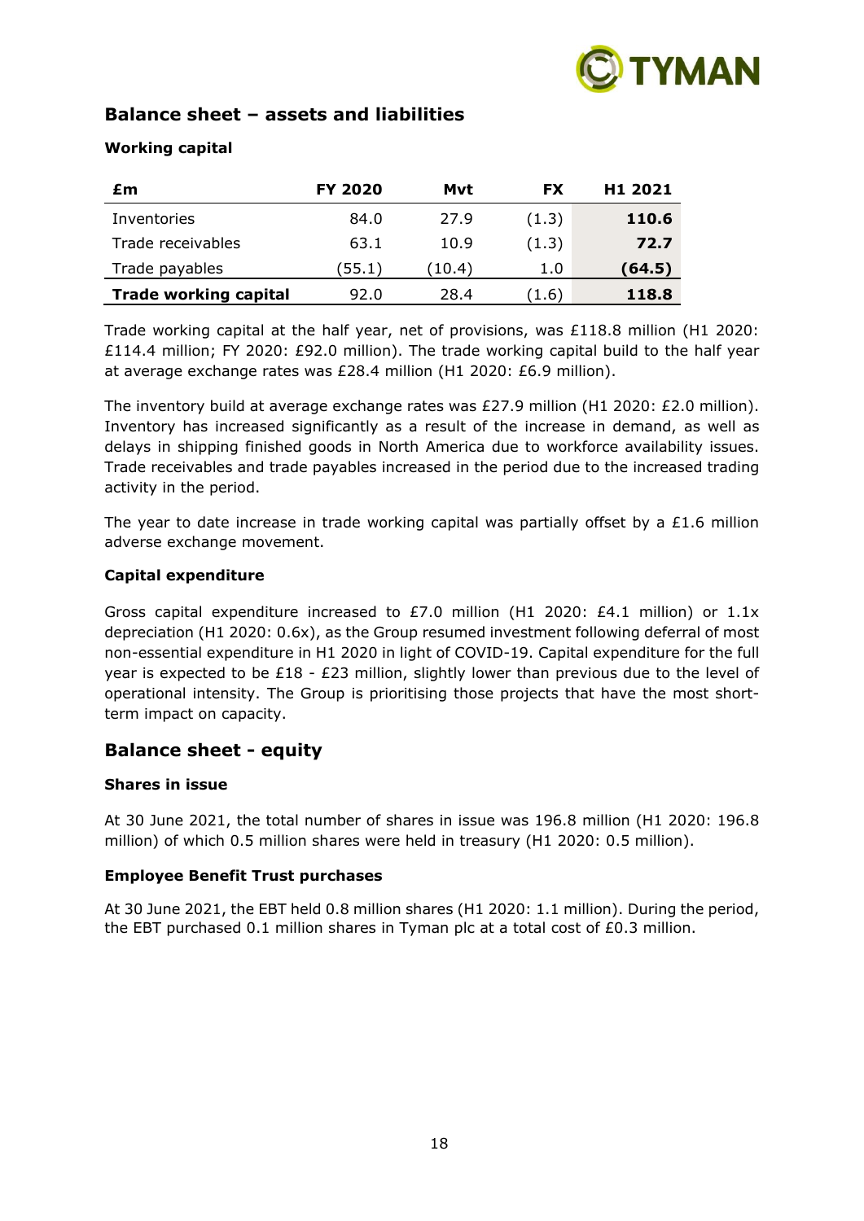## Balance sheet – assets and liabilities

### Working capital

| £m | FY 2020 | Mvt | FX | H1 2021 |
|---|---|---|---|---|
| Inventories | 84.0 | 27.9 | (1.3) | **110.6** |
| Trade receivables | 63.1 | 10.9 | (1.3) | **72.7** |
| Trade payables | (55.1) | (10.4) | 1.0 | **(64.5)** |
| **Trade working capital** | 92.0 | 28.4 | (1.6) | **118.8** |

Trade working capital at the half year, net of provisions, was £118.8 million (H1 2020: £114.4 million; FY 2020: £92.0 million). The trade working capital build to the half year at average exchange rates was £28.4 million (H1 2020: £6.9 million).

The inventory build at average exchange rates was £27.9 million (H1 2020: £2.0 million). Inventory has increased significantly as a result of the increase in demand, as well as delays in shipping finished goods in North America due to workforce availability issues. Trade receivables and trade payables increased in the period due to the increased trading activity in the period.

The year to date increase in trade working capital was partially offset by a £1.6 million adverse exchange movement.

### Capital expenditure

Gross capital expenditure increased to £7.0 million (H1 2020: £4.1 million) or 1.1x depreciation (H1 2020: 0.6x), as the Group resumed investment following deferral of most non-essential expenditure in H1 2020 in light of COVID-19. Capital expenditure for the full year is expected to be £18 - £23 million, slightly lower than previous due to the level of operational intensity. The Group is prioritising those projects that have the most short-term impact on capacity.

## Balance sheet - equity

### Shares in issue

At 30 June 2021, the total number of shares in issue was 196.8 million (H1 2020: 196.8 million) of which 0.5 million shares were held in treasury (H1 2020: 0.5 million).

### Employee Benefit Trust purchases

At 30 June 2021, the EBT held 0.8 million shares (H1 2020: 1.1 million). During the period, the EBT purchased 0.1 million shares in Tyman plc at a total cost of £0.3 million.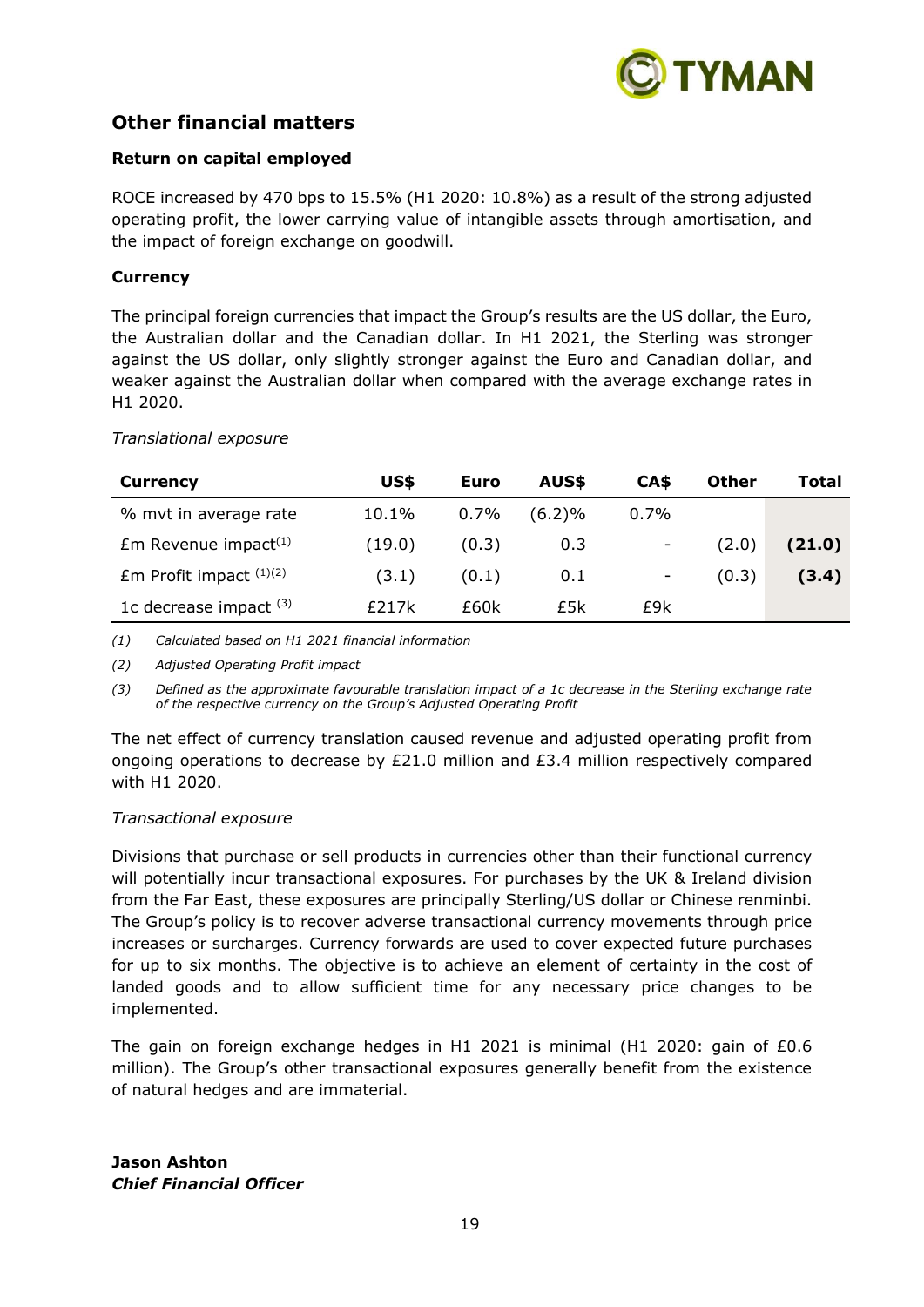## Other financial matters

### Return on capital employed

ROCE increased by 470 bps to 15.5% (H1 2020: 10.8%) as a result of the strong adjusted operating profit, the lower carrying value of intangible assets through amortisation, and the impact of foreign exchange on goodwill.

### Currency

The principal foreign currencies that impact the Group's results are the US dollar, the Euro, the Australian dollar and the Canadian dollar. In H1 2021, the Sterling was stronger against the US dollar, only slightly stronger against the Euro and Canadian dollar, and weaker against the Australian dollar when compared with the average exchange rates in H1 2020.

*Translational exposure*

| Currency | US$ | Euro | AUS$ | CA$ | Other | Total |
|---|---|---|---|---|---|---|
| % mvt in average rate | 10.1% | 0.7% | (6.2)% | 0.7% | | |
| £m Revenue impact[1] | (19.0) | (0.3) | 0.3 | - | (2.0) | **(21.0)** |
| £m Profit impact [1][2] | (3.1) | (0.1) | 0.1 | - | (0.3) | **(3.4)** |
| 1c decrease impact [3] | £217k | £60k | £5k | £9k | | |

*(1) Calculated based on H1 2021 financial information*

*(2) Adjusted Operating Profit impact*

*(3) Defined as the approximate favourable translation impact of a 1c decrease in the Sterling exchange rate of the respective currency on the Group's Adjusted Operating Profit*

The net effect of currency translation caused revenue and adjusted operating profit from ongoing operations to decrease by £21.0 million and £3.4 million respectively compared with H1 2020.

*Transactional exposure*

Divisions that purchase or sell products in currencies other than their functional currency will potentially incur transactional exposures. For purchases by the UK & Ireland division from the Far East, these exposures are principally Sterling/US dollar or Chinese renminbi. The Group's policy is to recover adverse transactional currency movements through price increases or surcharges. Currency forwards are used to cover expected future purchases for up to six months. The objective is to achieve an element of certainty in the cost of landed goods and to allow sufficient time for any necessary price changes to be implemented.

The gain on foreign exchange hedges in H1 2021 is minimal (H1 2020: gain of £0.6 million). The Group's other transactional exposures generally benefit from the existence of natural hedges and are immaterial.

**Jason Ashton**
***Chief Financial Officer***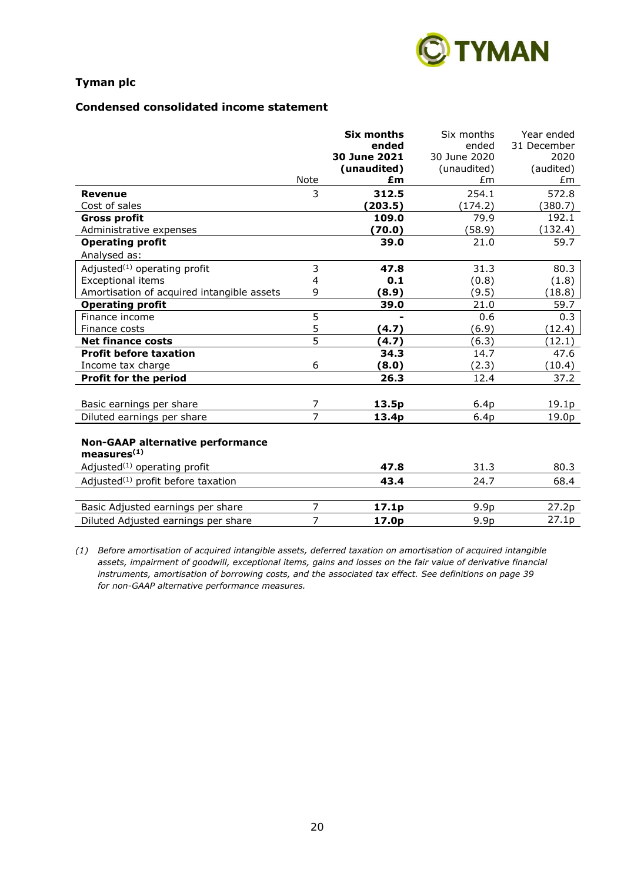**Tyman plc**

**Condensed consolidated income statement**

| | Note | **Six months ended 30 June 2021 (unaudited) £m** | Six months ended 30 June 2020 (unaudited) £m | Year ended 31 December 2020 (audited) £m |
|---|---|---|---|---|
| **Revenue** | 3 | **312.5** | 254.1 | 572.8 |
| Cost of sales | | **(203.5)** | (174.2) | (380.7) |
| **Gross profit** | | **109.0** | 79.9 | 192.1 |
| Administrative expenses | | **(70.0)** | (58.9) | (132.4) |
| **Operating profit** | | **39.0** | 21.0 | 59.7 |
| Analysed as: | | | | |
| Adjusted[1] operating profit | 3 | **47.8** | 31.3 | 80.3 |
| Exceptional items | 4 | **0.1** | (0.8) | (1.8) |
| Amortisation of acquired intangible assets | 9 | **(8.9)** | (9.5) | (18.8) |
| **Operating profit** | | **39.0** | 21.0 | 59.7 |
| Finance income | 5 | **-** | 0.6 | 0.3 |
| Finance costs | 5 | **(4.7)** | (6.9) | (12.4) |
| **Net finance costs** | 5 | **(4.7)** | (6.3) | (12.1) |
| **Profit before taxation** | | **34.3** | 14.7 | 47.6 |
| Income tax charge | 6 | **(8.0)** | (2.3) | (10.4) |
| **Profit for the period** | | **26.3** | 12.4 | 37.2 |
| | | | | |
| Basic earnings per share | 7 | **13.5p** | 6.4p | 19.1p |
| Diluted earnings per share | 7 | **13.4p** | 6.4p | 19.0p |
| | | | | |
| **Non-GAAP alternative performance measures[1]** | | | | |
| Adjusted[1] operating profit | | **47.8** | 31.3 | 80.3 |
| Adjusted[1] profit before taxation | | **43.4** | 24.7 | 68.4 |
| | | | | |
| Basic Adjusted earnings per share | 7 | **17.1p** | 9.9p | 27.2p |
| Diluted Adjusted earnings per share | 7 | **17.0p** | 9.9p | 27.1p |

*(1) Before amortisation of acquired intangible assets, deferred taxation on amortisation of acquired intangible assets, impairment of goodwill, exceptional items, gains and losses on the fair value of derivative financial instruments, amortisation of borrowing costs, and the associated tax effect. See definitions on page 39 for non-GAAP alternative performance measures.*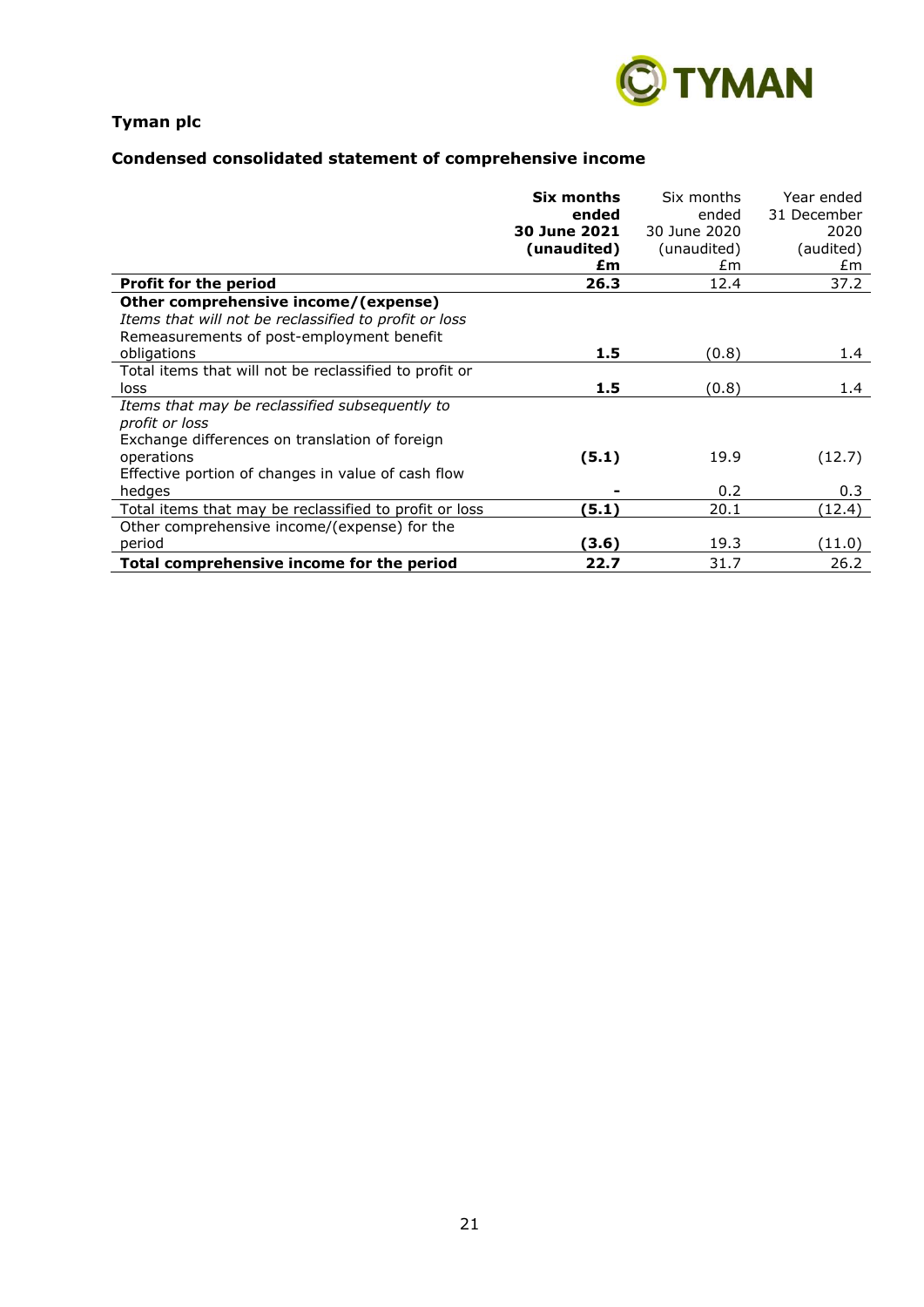**Tyman plc**

## Condensed consolidated statement of comprehensive income

| | **Six months ended 30 June 2021 (unaudited) £m** | Six months ended 30 June 2020 (unaudited) £m | Year ended 31 December 2020 (audited) £m |
|---|---|---|---|
| **Profit for the period** | **26.3** | 12.4 | 37.2 |
| **Other comprehensive income/(expense)** | | | |
| *Items that will not be reclassified to profit or loss* | | | |
| Remeasurements of post-employment benefit obligations | **1.5** | (0.8) | 1.4 |
| Total items that will not be reclassified to profit or loss | **1.5** | (0.8) | 1.4 |
| *Items that may be reclassified subsequently to profit or loss* | | | |
| Exchange differences on translation of foreign operations | **(5.1)** | 19.9 | (12.7) |
| Effective portion of changes in value of cash flow hedges | **-** | 0.2 | 0.3 |
| Total items that may be reclassified to profit or loss | **(5.1)** | 20.1 | (12.4) |
| Other comprehensive income/(expense) for the period | **(3.6)** | 19.3 | (11.0) |
| **Total comprehensive income for the period** | **22.7** | 31.7 | 26.2 |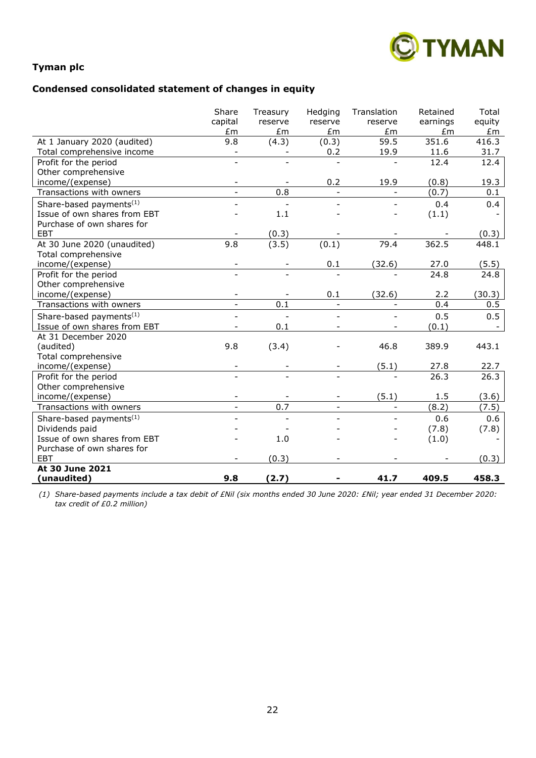**Tyman plc**

**Condensed consolidated statement of changes in equity**

| | Share capital £m | Treasury reserve £m | Hedging reserve £m | Translation reserve £m | Retained earnings £m | Total equity £m |
|---|---|---|---|---|---|---|
| At 1 January 2020 (audited) | 9.8 | (4.3) | (0.3) | 59.5 | 351.6 | 416.3 |
| Total comprehensive income | - | - | 0.2 | 19.9 | 11.6 | 31.7 |
| Profit for the period | - | - | - | - | 12.4 | 12.4 |
| Other comprehensive income/(expense) | - | - | 0.2 | 19.9 | (0.8) | 19.3 |
| Transactions with owners | - | 0.8 | - | - | (0.7) | 0.1 |
| Share-based payments(1) | - | - | - | - | 0.4 | 0.4 |
| Issue of own shares from EBT | - | 1.1 | - | - | (1.1) | - |
| Purchase of own shares for EBT | - | (0.3) | - | - | - | (0.3) |
| At 30 June 2020 (unaudited) | 9.8 | (3.5) | (0.1) | 79.4 | 362.5 | 448.1 |
| Total comprehensive income/(expense) | - | - | 0.1 | (32.6) | 27.0 | (5.5) |
| Profit for the period | - | - | - | - | 24.8 | 24.8 |
| Other comprehensive income/(expense) | - | - | 0.1 | (32.6) | 2.2 | (30.3) |
| Transactions with owners | - | 0.1 | - | - | 0.4 | 0.5 |
| Share-based payments(1) | - | - | - | - | 0.5 | 0.5 |
| Issue of own shares from EBT | - | 0.1 | - | - | (0.1) | - |
| At 31 December 2020 (audited) | 9.8 | (3.4) | - | 46.8 | 389.9 | 443.1 |
| Total comprehensive income/(expense) | - | - | - | (5.1) | 27.8 | 22.7 |
| Profit for the period | - | - | - | - | 26.3 | 26.3 |
| Other comprehensive income/(expense) | - | - | - | (5.1) | 1.5 | (3.6) |
| Transactions with owners | - | 0.7 | - | - | (8.2) | (7.5) |
| Share-based payments(1) | - | - | - | - | 0.6 | 0.6 |
| Dividends paid | - | - | - | - | (7.8) | (7.8) |
| Issue of own shares from EBT | - | 1.0 | - | - | (1.0) | - |
| Purchase of own shares for EBT | - | (0.3) | - | - | - | (0.3) |
| **At 30 June 2021 (unaudited)** | **9.8** | **(2.7)** | **-** | **41.7** | **409.5** | **458.3** |

*(1) Share-based payments include a tax debit of £Nil (six months ended 30 June 2020: £Nil; year ended 31 December 2020: tax credit of £0.2 million)*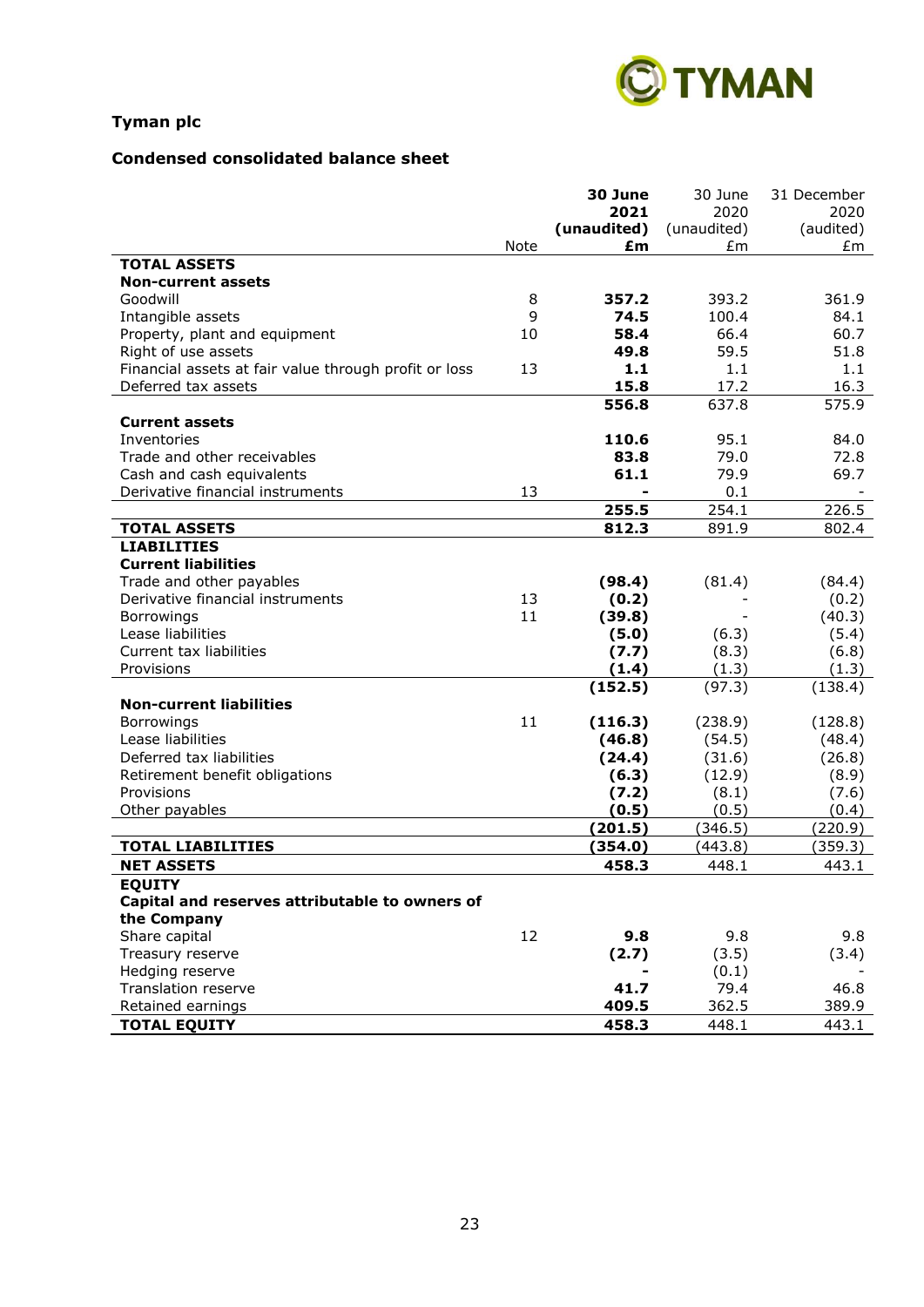**Tyman plc**

**Condensed consolidated balance sheet**

| | Note | **30 June 2021 (unaudited) £m** | 30 June 2020 (unaudited) £m | 31 December 2020 (audited) £m |
|---|---|---|---|---|
| **TOTAL ASSETS** | | | | |
| **Non-current assets** | | | | |
| Goodwill | 8 | **357.2** | 393.2 | 361.9 |
| Intangible assets | 9 | **74.5** | 100.4 | 84.1 |
| Property, plant and equipment | 10 | **58.4** | 66.4 | 60.7 |
| Right of use assets | | **49.8** | 59.5 | 51.8 |
| Financial assets at fair value through profit or loss | 13 | **1.1** | 1.1 | 1.1 |
| Deferred tax assets | | **15.8** | 17.2 | 16.3 |
| | | **556.8** | 637.8 | 575.9 |
| **Current assets** | | | | |
| Inventories | | **110.6** | 95.1 | 84.0 |
| Trade and other receivables | | **83.8** | 79.0 | 72.8 |
| Cash and cash equivalents | | **61.1** | 79.9 | 69.7 |
| Derivative financial instruments | 13 | **-** | 0.1 | - |
| | | **255.5** | 254.1 | 226.5 |
| **TOTAL ASSETS** | | **812.3** | 891.9 | 802.4 |
| **LIABILITIES** | | | | |
| **Current liabilities** | | | | |
| Trade and other payables | | **(98.4)** | (81.4) | (84.4) |
| Derivative financial instruments | 13 | **(0.2)** | - | (0.2) |
| Borrowings | 11 | **(39.8)** | - | (40.3) |
| Lease liabilities | | **(5.0)** | (6.3) | (5.4) |
| Current tax liabilities | | **(7.7)** | (8.3) | (6.8) |
| Provisions | | **(1.4)** | (1.3) | (1.3) |
| | | **(152.5)** | (97.3) | (138.4) |
| **Non-current liabilities** | | | | |
| Borrowings | 11 | **(116.3)** | (238.9) | (128.8) |
| Lease liabilities | | **(46.8)** | (54.5) | (48.4) |
| Deferred tax liabilities | | **(24.4)** | (31.6) | (26.8) |
| Retirement benefit obligations | | **(6.3)** | (12.9) | (8.9) |
| Provisions | | **(7.2)** | (8.1) | (7.6) |
| Other payables | | **(0.5)** | (0.5) | (0.4) |
| | | **(201.5)** | (346.5) | (220.9) |
| **TOTAL LIABILITIES** | | **(354.0)** | (443.8) | (359.3) |
| **NET ASSETS** | | **458.3** | 448.1 | 443.1 |
| **EQUITY** | | | | |
| **Capital and reserves attributable to owners of the Company** | | | | |
| Share capital | 12 | **9.8** | 9.8 | 9.8 |
| Treasury reserve | | **(2.7)** | (3.5) | (3.4) |
| Hedging reserve | | **-** | (0.1) | - |
| Translation reserve | | **41.7** | 79.4 | 46.8 |
| Retained earnings | | **409.5** | 362.5 | 389.9 |
| **TOTAL EQUITY** | | **458.3** | 448.1 | 443.1 |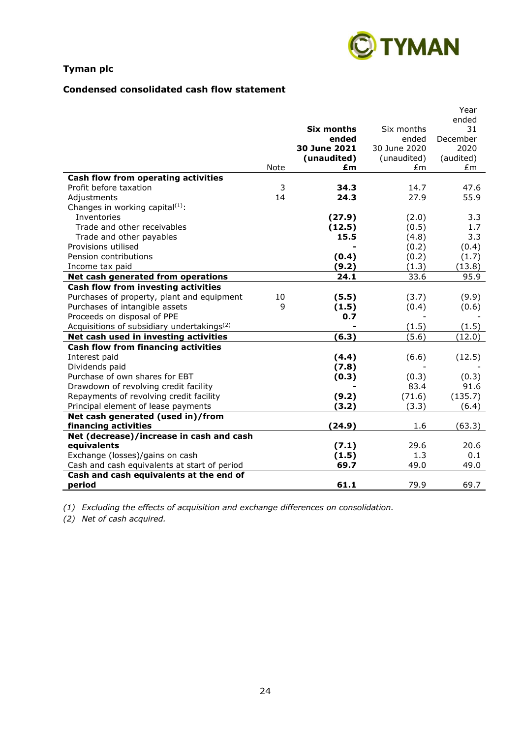**Tyman plc**

**Condensed consolidated cash flow statement**

| | Note | **Six months ended 30 June 2021 (unaudited) £m** | Six months ended 30 June 2020 (unaudited) £m | Year ended 31 December 2020 (audited) £m |
|---|---|---|---|---|
| **Cash flow from operating activities** | | | | |
| Profit before taxation | 3 | **34.3** | 14.7 | 47.6 |
| Adjustments | 14 | **24.3** | 27.9 | 55.9 |
| Changes in working capital[(1)]: | | | | |
| Inventories | | **(27.9)** | (2.0) | 3.3 |
| Trade and other receivables | | **(12.5)** | (0.5) | 1.7 |
| Trade and other payables | | **15.5** | (4.8) | 3.3 |
| Provisions utilised | | **-** | (0.2) | (0.4) |
| Pension contributions | | **(0.4)** | (0.2) | (1.7) |
| Income tax paid | | **(9.2)** | (1.3) | (13.8) |
| **Net cash generated from operations** | | **24.1** | 33.6 | 95.9 |
| **Cash flow from investing activities** | | | | |
| Purchases of property, plant and equipment | 10 | **(5.5)** | (3.7) | (9.9) |
| Purchases of intangible assets | 9 | **(1.5)** | (0.4) | (0.6) |
| Proceeds on disposal of PPE | | **0.7** | - | - |
| Acquisitions of subsidiary undertakings[(2)] | | **-** | (1.5) | (1.5) |
| **Net cash used in investing activities** | | **(6.3)** | (5.6) | (12.0) |
| **Cash flow from financing activities** | | | | |
| Interest paid | | **(4.4)** | (6.6) | (12.5) |
| Dividends paid | | **(7.8)** | - | - |
| Purchase of own shares for EBT | | **(0.3)** | (0.3) | (0.3) |
| Drawdown of revolving credit facility | | **-** | 83.4 | 91.6 |
| Repayments of revolving credit facility | | **(9.2)** | (71.6) | (135.7) |
| Principal element of lease payments | | **(3.2)** | (3.3) | (6.4) |
| **Net cash generated (used in)/from financing activities** | | **(24.9)** | 1.6 | (63.3) |
| **Net (decrease)/increase in cash and cash equivalents** | | **(7.1)** | 29.6 | 20.6 |
| Exchange (losses)/gains on cash | | **(1.5)** | 1.3 | 0.1 |
| Cash and cash equivalents at start of period | | **69.7** | 49.0 | 49.0 |
| **Cash and cash equivalents at the end of period** | | **61.1** | 79.9 | 69.7 |

*(1) Excluding the effects of acquisition and exchange differences on consolidation.*

*(2) Net of cash acquired.*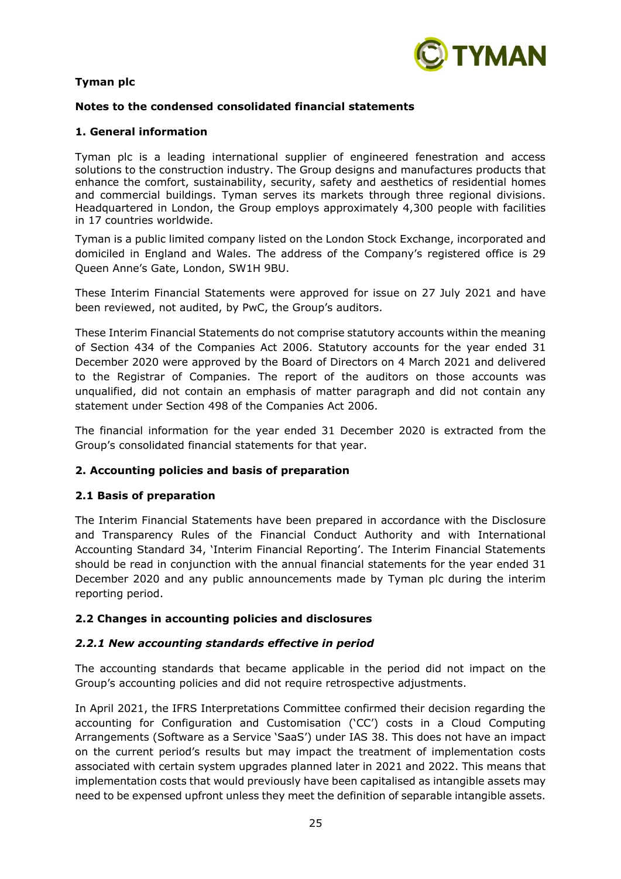**Tyman plc**

**Notes to the condensed consolidated financial statements**

## 1. General information

Tyman plc is a leading international supplier of engineered fenestration and access solutions to the construction industry. The Group designs and manufactures products that enhance the comfort, sustainability, security, safety and aesthetics of residential homes and commercial buildings. Tyman serves its markets through three regional divisions. Headquartered in London, the Group employs approximately 4,300 people with facilities in 17 countries worldwide.

Tyman is a public limited company listed on the London Stock Exchange, incorporated and domiciled in England and Wales. The address of the Company's registered office is 29 Queen Anne's Gate, London, SW1H 9BU.

These Interim Financial Statements were approved for issue on 27 July 2021 and have been reviewed, not audited, by PwC, the Group's auditors.

These Interim Financial Statements do not comprise statutory accounts within the meaning of Section 434 of the Companies Act 2006. Statutory accounts for the year ended 31 December 2020 were approved by the Board of Directors on 4 March 2021 and delivered to the Registrar of Companies. The report of the auditors on those accounts was unqualified, did not contain an emphasis of matter paragraph and did not contain any statement under Section 498 of the Companies Act 2006.

The financial information for the year ended 31 December 2020 is extracted from the Group's consolidated financial statements for that year.

## 2. Accounting policies and basis of preparation

### 2.1 Basis of preparation

The Interim Financial Statements have been prepared in accordance with the Disclosure and Transparency Rules of the Financial Conduct Authority and with International Accounting Standard 34, 'Interim Financial Reporting'. The Interim Financial Statements should be read in conjunction with the annual financial statements for the year ended 31 December 2020 and any public announcements made by Tyman plc during the interim reporting period.

### 2.2 Changes in accounting policies and disclosures

#### *2.2.1 New accounting standards effective in period*

The accounting standards that became applicable in the period did not impact on the Group's accounting policies and did not require retrospective adjustments.

In April 2021, the IFRS Interpretations Committee confirmed their decision regarding the accounting for Configuration and Customisation ('CC') costs in a Cloud Computing Arrangements (Software as a Service 'SaaS') under IAS 38. This does not have an impact on the current period's results but may impact the treatment of implementation costs associated with certain system upgrades planned later in 2021 and 2022. This means that implementation costs that would previously have been capitalised as intangible assets may need to be expensed upfront unless they meet the definition of separable intangible assets.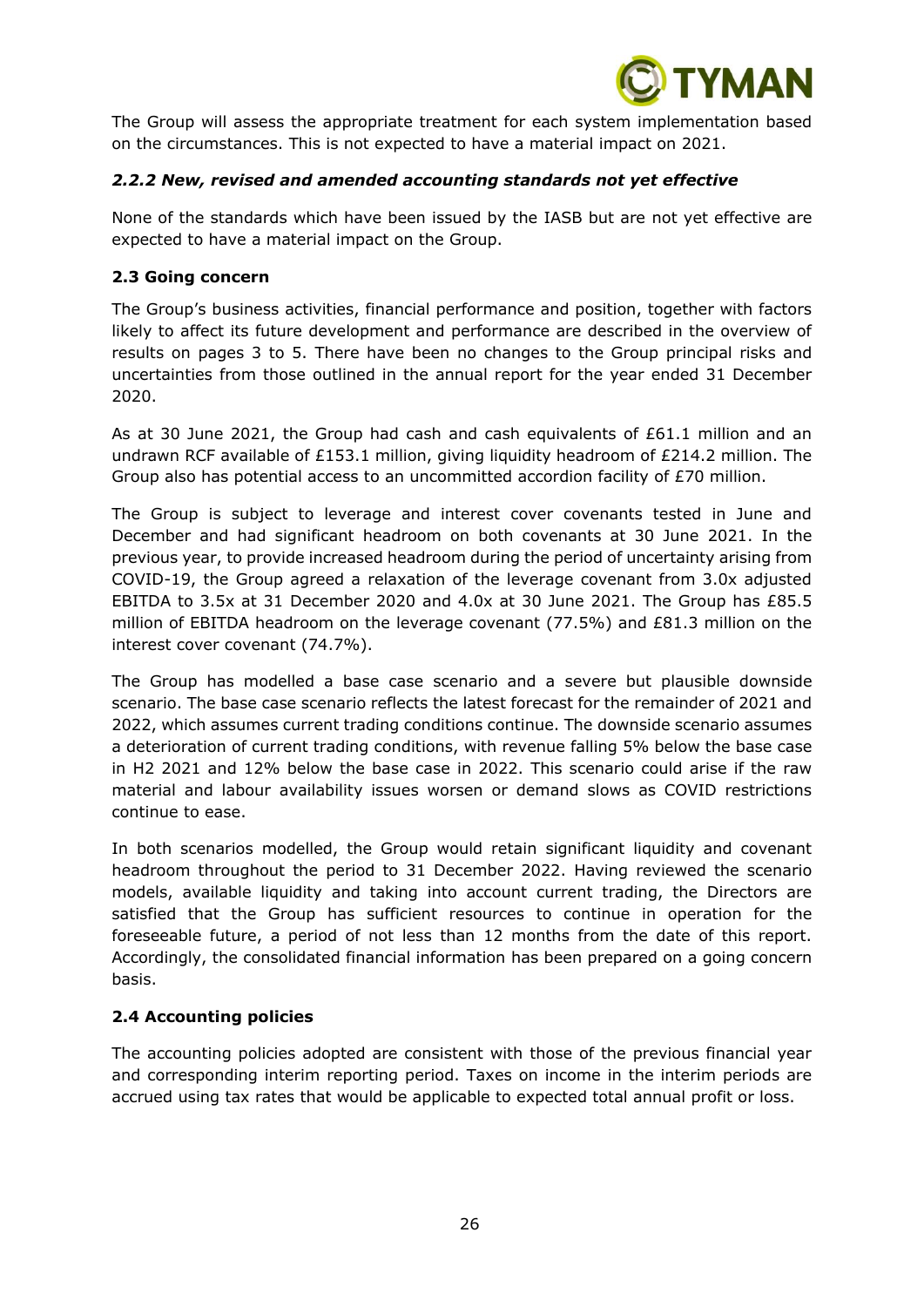The Group will assess the appropriate treatment for each system implementation based on the circumstances. This is not expected to have a material impact on 2021.

### *2.2.2 New, revised and amended accounting standards not yet effective*

None of the standards which have been issued by the IASB but are not yet effective are expected to have a material impact on the Group.

### **2.3 Going concern**

The Group's business activities, financial performance and position, together with factors likely to affect its future development and performance are described in the overview of results on pages 3 to 5. There have been no changes to the Group principal risks and uncertainties from those outlined in the annual report for the year ended 31 December 2020.

As at 30 June 2021, the Group had cash and cash equivalents of £61.1 million and an undrawn RCF available of £153.1 million, giving liquidity headroom of £214.2 million. The Group also has potential access to an uncommitted accordion facility of £70 million.

The Group is subject to leverage and interest cover covenants tested in June and December and had significant headroom on both covenants at 30 June 2021. In the previous year, to provide increased headroom during the period of uncertainty arising from COVID-19, the Group agreed a relaxation of the leverage covenant from 3.0x adjusted EBITDA to 3.5x at 31 December 2020 and 4.0x at 30 June 2021. The Group has £85.5 million of EBITDA headroom on the leverage covenant (77.5%) and £81.3 million on the interest cover covenant (74.7%).

The Group has modelled a base case scenario and a severe but plausible downside scenario. The base case scenario reflects the latest forecast for the remainder of 2021 and 2022, which assumes current trading conditions continue. The downside scenario assumes a deterioration of current trading conditions, with revenue falling 5% below the base case in H2 2021 and 12% below the base case in 2022. This scenario could arise if the raw material and labour availability issues worsen or demand slows as COVID restrictions continue to ease.

In both scenarios modelled, the Group would retain significant liquidity and covenant headroom throughout the period to 31 December 2022. Having reviewed the scenario models, available liquidity and taking into account current trading, the Directors are satisfied that the Group has sufficient resources to continue in operation for the foreseeable future, a period of not less than 12 months from the date of this report. Accordingly, the consolidated financial information has been prepared on a going concern basis.

### **2.4 Accounting policies**

The accounting policies adopted are consistent with those of the previous financial year and corresponding interim reporting period. Taxes on income in the interim periods are accrued using tax rates that would be applicable to expected total annual profit or loss.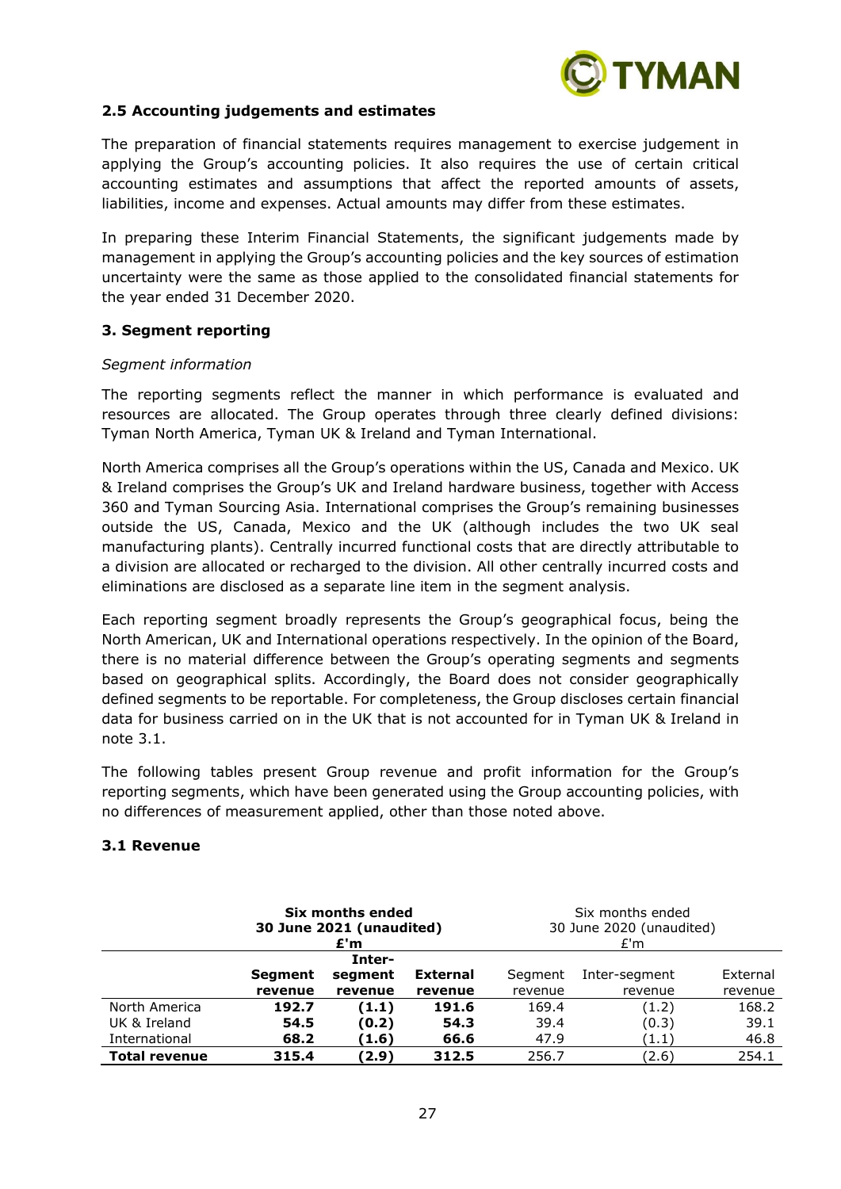### 2.5 Accounting judgements and estimates

The preparation of financial statements requires management to exercise judgement in applying the Group's accounting policies. It also requires the use of certain critical accounting estimates and assumptions that affect the reported amounts of assets, liabilities, income and expenses. Actual amounts may differ from these estimates.

In preparing these Interim Financial Statements, the significant judgements made by management in applying the Group's accounting policies and the key sources of estimation uncertainty were the same as those applied to the consolidated financial statements for the year ended 31 December 2020.

## 3. Segment reporting

*Segment information*

The reporting segments reflect the manner in which performance is evaluated and resources are allocated. The Group operates through three clearly defined divisions: Tyman North America, Tyman UK & Ireland and Tyman International.

North America comprises all the Group's operations within the US, Canada and Mexico. UK & Ireland comprises the Group's UK and Ireland hardware business, together with Access 360 and Tyman Sourcing Asia. International comprises the Group's remaining businesses outside the US, Canada, Mexico and the UK (although includes the two UK seal manufacturing plants). Centrally incurred functional costs that are directly attributable to a division are allocated or recharged to the division. All other centrally incurred costs and eliminations are disclosed as a separate line item in the segment analysis.

Each reporting segment broadly represents the Group's geographical focus, being the North American, UK and International operations respectively. In the opinion of the Board, there is no material difference between the Group's operating segments and segments based on geographical splits. Accordingly, the Board does not consider geographically defined segments to be reportable. For completeness, the Group discloses certain financial data for business carried on in the UK that is not accounted for in Tyman UK & Ireland in note 3.1.

The following tables present Group revenue and profit information for the Group's reporting segments, which have been generated using the Group accounting policies, with no differences of measurement applied, other than those noted above.

### 3.1 Revenue

| | **Six months ended 30 June 2021 (unaudited) £'m** | | | Six months ended 30 June 2020 (unaudited) £'m | | |
|---|---|---|---|---|---|---|
| | **Segment revenue** | **Inter-segment revenue** | **External revenue** | Segment revenue | Inter-segment revenue | External revenue |
| North America | **192.7** | **(1.1)** | **191.6** | 169.4 | (1.2) | 168.2 |
| UK & Ireland | **54.5** | **(0.2)** | **54.3** | 39.4 | (0.3) | 39.1 |
| International | **68.2** | **(1.6)** | **66.6** | 47.9 | (1.1) | 46.8 |
| **Total revenue** | **315.4** | **(2.9)** | **312.5** | 256.7 | (2.6) | 254.1 |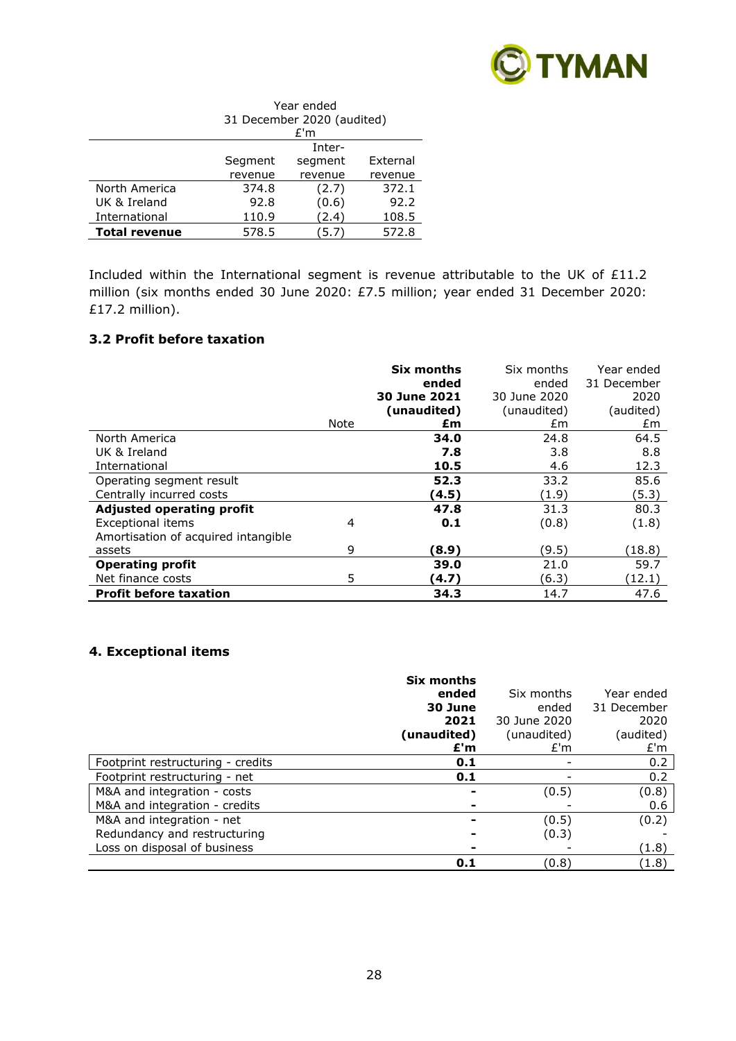| | Year ended 31 December 2020 (audited) £'m | | |
|---|---|---|---|
| | Segment revenue | Inter-segment revenue | External revenue |
| North America | 374.8 | (2.7) | 372.1 |
| UK & Ireland | 92.8 | (0.6) | 92.2 |
| International | 110.9 | (2.4) | 108.5 |
| **Total revenue** | 578.5 | (5.7) | 572.8 |

Included within the International segment is revenue attributable to the UK of £11.2 million (six months ended 30 June 2020: £7.5 million; year ended 31 December 2020: £17.2 million).

### 3.2 Profit before taxation

| | Note | **Six months ended 30 June 2021 (unaudited) £m** | Six months ended 30 June 2020 (unaudited) £m | Year ended 31 December 2020 (audited) £m |
|---|---|---|---|---|
| North America | | **34.0** | 24.8 | 64.5 |
| UK & Ireland | | **7.8** | 3.8 | 8.8 |
| International | | **10.5** | 4.6 | 12.3 |
| Operating segment result | | **52.3** | 33.2 | 85.6 |
| Centrally incurred costs | | **(4.5)** | (1.9) | (5.3) |
| **Adjusted operating profit** | | **47.8** | 31.3 | 80.3 |
| Exceptional items | 4 | **0.1** | (0.8) | (1.8) |
| Amortisation of acquired intangible assets | 9 | **(8.9)** | (9.5) | (18.8) |
| **Operating profit** | | **39.0** | 21.0 | 59.7 |
| Net finance costs | 5 | **(4.7)** | (6.3) | (12.1) |
| **Profit before taxation** | | **34.3** | 14.7 | 47.6 |

### 4. Exceptional items

| | **Six months ended 30 June 2021 (unaudited) £'m** | Six months ended 30 June 2020 (unaudited) £'m | Year ended 31 December 2020 (audited) £'m |
|---|---|---|---|
| Footprint restructuring - credits | **0.1** | - | 0.2 |
| Footprint restructuring - net | **0.1** | - | 0.2 |
| M&A and integration - costs | **-** | (0.5) | (0.8) |
| M&A and integration - credits | **-** | - | 0.6 |
| M&A and integration - net | **-** | (0.5) | (0.2) |
| Redundancy and restructuring | **-** | (0.3) | - |
| Loss on disposal of business | **-** | - | (1.8) |
| | **0.1** | (0.8) | (1.8) |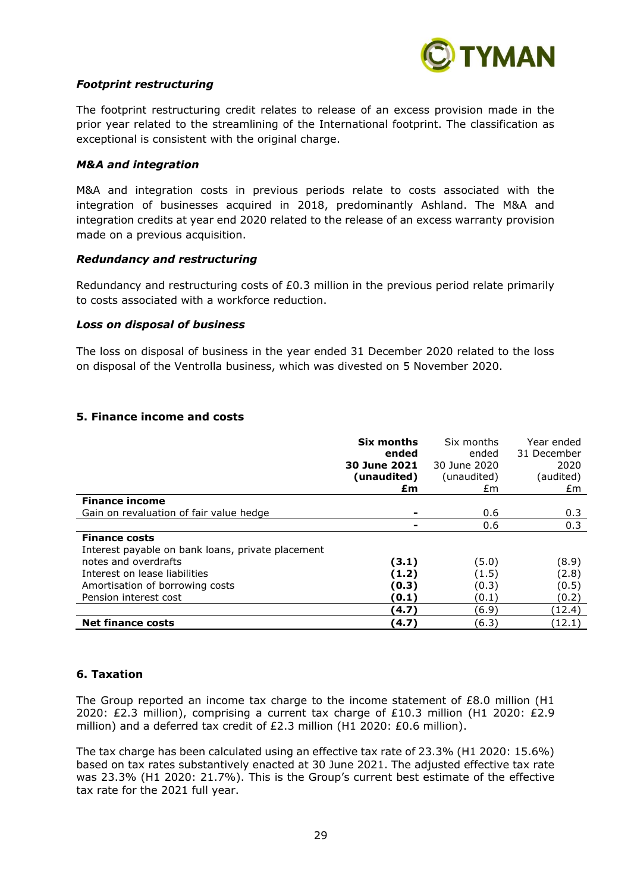### *Footprint restructuring*

The footprint restructuring credit relates to release of an excess provision made in the prior year related to the streamlining of the International footprint. The classification as exceptional is consistent with the original charge.

### *M&A and integration*

M&A and integration costs in previous periods relate to costs associated with the integration of businesses acquired in 2018, predominantly Ashland. The M&A and integration credits at year end 2020 related to the release of an excess warranty provision made on a previous acquisition.

### *Redundancy and restructuring*

Redundancy and restructuring costs of £0.3 million in the previous period relate primarily to costs associated with a workforce reduction.

### *Loss on disposal of business*

The loss on disposal of business in the year ended 31 December 2020 related to the loss on disposal of the Ventrolla business, which was divested on 5 November 2020.

## 5. Finance income and costs

| | **Six months ended 30 June 2021 (unaudited) £m** | Six months ended 30 June 2020 (unaudited) £m | Year ended 31 December 2020 (audited) £m |
|---|---|---|---|
| **Finance income** | | | |
| Gain on revaluation of fair value hedge | **-** | 0.6 | 0.3 |
| | **-** | 0.6 | 0.3 |
| **Finance costs** | | | |
| Interest payable on bank loans, private placement notes and overdrafts | **(3.1)** | (5.0) | (8.9) |
| Interest on lease liabilities | **(1.2)** | (1.5) | (2.8) |
| Amortisation of borrowing costs | **(0.3)** | (0.3) | (0.5) |
| Pension interest cost | **(0.1)** | (0.1) | (0.2) |
| | **(4.7)** | (6.9) | (12.4) |
| **Net finance costs** | **(4.7)** | (6.3) | (12.1) |

## 6. Taxation

The Group reported an income tax charge to the income statement of £8.0 million (H1 2020: £2.3 million), comprising a current tax charge of £10.3 million (H1 2020: £2.9 million) and a deferred tax credit of £2.3 million (H1 2020: £0.6 million).

The tax charge has been calculated using an effective tax rate of 23.3% (H1 2020: 15.6%) based on tax rates substantively enacted at 30 June 2021. The adjusted effective tax rate was 23.3% (H1 2020: 21.7%). This is the Group's current best estimate of the effective tax rate for the 2021 full year.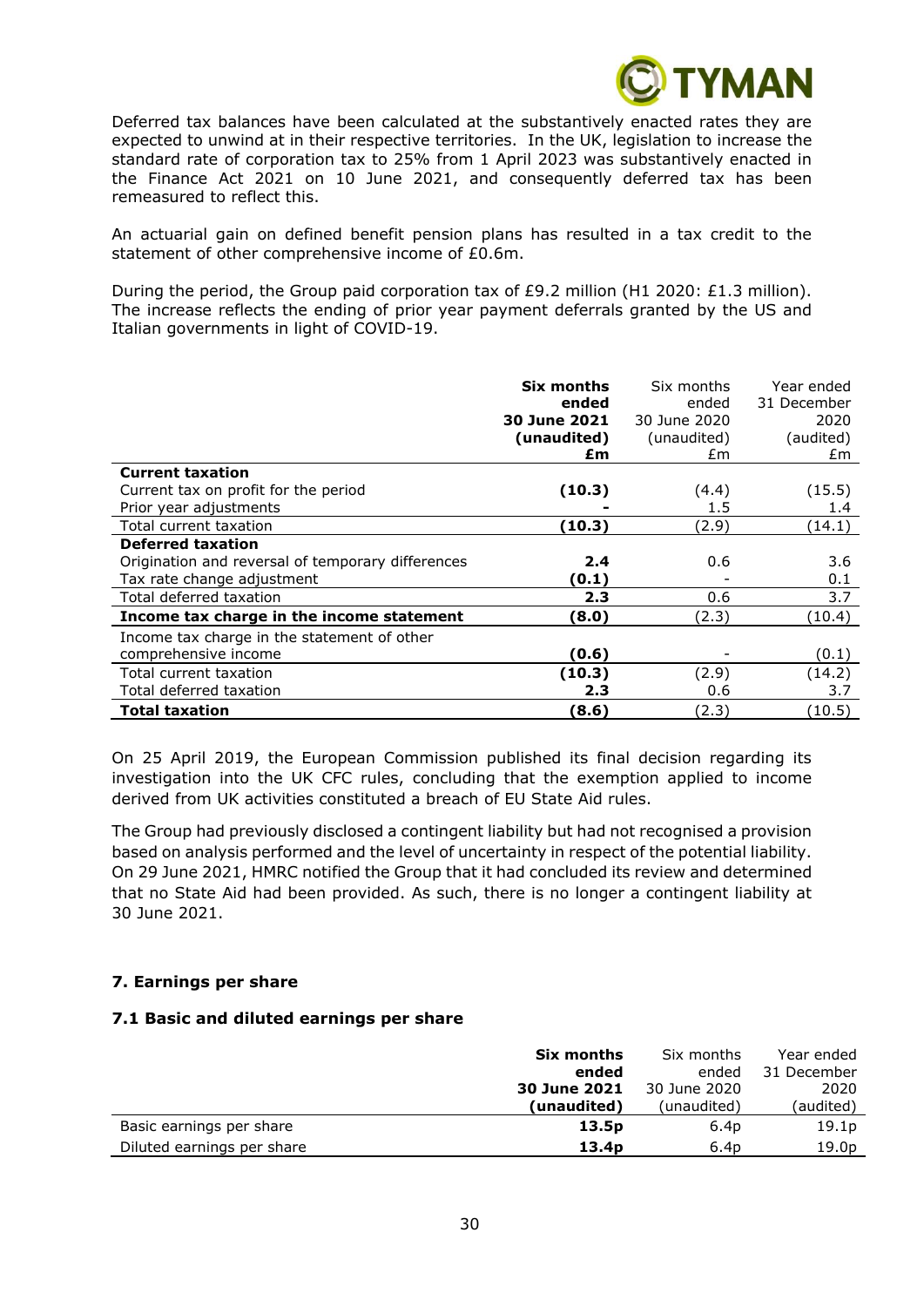Deferred tax balances have been calculated at the substantively enacted rates they are expected to unwind at in their respective territories. In the UK, legislation to increase the standard rate of corporation tax to 25% from 1 April 2023 was substantively enacted in the Finance Act 2021 on 10 June 2021, and consequently deferred tax has been remeasured to reflect this.

An actuarial gain on defined benefit pension plans has resulted in a tax credit to the statement of other comprehensive income of £0.6m.

During the period, the Group paid corporation tax of £9.2 million (H1 2020: £1.3 million). The increase reflects the ending of prior year payment deferrals granted by the US and Italian governments in light of COVID-19.

| | **Six months ended 30 June 2021 (unaudited) £m** | Six months ended 30 June 2020 (unaudited) £m | Year ended 31 December 2020 (audited) £m |
|---|---|---|---|
| **Current taxation** | | | |
| Current tax on profit for the period | **(10.3)** | (4.4) | (15.5) |
| Prior year adjustments | **-** | 1.5 | 1.4 |
| Total current taxation | **(10.3)** | (2.9) | (14.1) |
| **Deferred taxation** | | | |
| Origination and reversal of temporary differences | **2.4** | 0.6 | 3.6 |
| Tax rate change adjustment | **(0.1)** | - | 0.1 |
| Total deferred taxation | **2.3** | 0.6 | 3.7 |
| **Income tax charge in the income statement** | **(8.0)** | (2.3) | (10.4) |
| Income tax charge in the statement of other comprehensive income | **(0.6)** | - | (0.1) |
| Total current taxation | **(10.3)** | (2.9) | (14.2) |
| Total deferred taxation | **2.3** | 0.6 | 3.7 |
| **Total taxation** | **(8.6)** | (2.3) | (10.5) |

On 25 April 2019, the European Commission published its final decision regarding its investigation into the UK CFC rules, concluding that the exemption applied to income derived from UK activities constituted a breach of EU State Aid rules.

The Group had previously disclosed a contingent liability but had not recognised a provision based on analysis performed and the level of uncertainty in respect of the potential liability. On 29 June 2021, HMRC notified the Group that it had concluded its review and determined that no State Aid had been provided. As such, there is no longer a contingent liability at 30 June 2021.

## 7. Earnings per share

### 7.1 Basic and diluted earnings per share

| | **Six months ended 30 June 2021 (unaudited)** | Six months ended 30 June 2020 (unaudited) | Year ended 31 December 2020 (audited) |
|---|---|---|---|
| Basic earnings per share | **13.5p** | 6.4p | 19.1p |
| Diluted earnings per share | **13.4p** | 6.4p | 19.0p |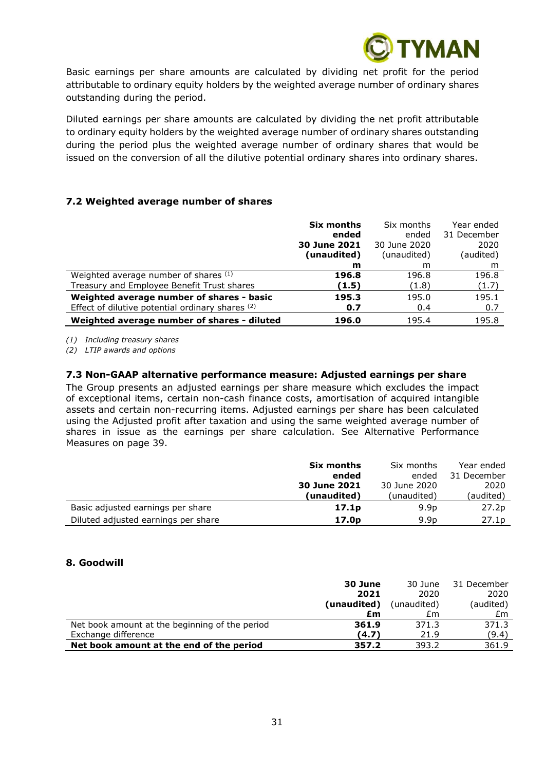Basic earnings per share amounts are calculated by dividing net profit for the period attributable to ordinary equity holders by the weighted average number of ordinary shares outstanding during the period.

Diluted earnings per share amounts are calculated by dividing the net profit attributable to ordinary equity holders by the weighted average number of ordinary shares outstanding during the period plus the weighted average number of ordinary shares that would be issued on the conversion of all the dilutive potential ordinary shares into ordinary shares.

### 7.2 Weighted average number of shares

| | **Six months ended 30 June 2021 (unaudited)** | Six months ended 30 June 2020 (unaudited) | Year ended 31 December 2020 (audited) |
|---|---|---|---|
| | **m** | m | m |
| Weighted average number of shares (1) | **196.8** | 196.8 | 196.8 |
| Treasury and Employee Benefit Trust shares | **(1.5)** | (1.8) | (1.7) |
| **Weighted average number of shares - basic** | **195.3** | 195.0 | 195.1 |
| Effect of dilutive potential ordinary shares (2) | **0.7** | 0.4 | 0.7 |
| **Weighted average number of shares - diluted** | **196.0** | 195.4 | 195.8 |

*(1) Including treasury shares*

*(2) LTIP awards and options*

### 7.3 Non-GAAP alternative performance measure: Adjusted earnings per share

The Group presents an adjusted earnings per share measure which excludes the impact of exceptional items, certain non-cash finance costs, amortisation of acquired intangible assets and certain non-recurring items. Adjusted earnings per share has been calculated using the Adjusted profit after taxation and using the same weighted average number of shares in issue as the earnings per share calculation. See Alternative Performance Measures on page 39.

| | **Six months ended 30 June 2021 (unaudited)** | Six months ended 30 June 2020 (unaudited) | Year ended 31 December 2020 (audited) |
|---|---|---|---|
| Basic adjusted earnings per share | **17.1p** | 9.9p | 27.2p |
| Diluted adjusted earnings per share | **17.0p** | 9.9p | 27.1p |

## 8. Goodwill

| | **30 June 2021 (unaudited)** | 30 June 2020 (unaudited) | 31 December 2020 (audited) |
|---|---|---|---|
| | **£m** | £m | £m |
| Net book amount at the beginning of the period | **361.9** | 371.3 | 371.3 |
| Exchange difference | **(4.7)** | 21.9 | (9.4) |
| **Net book amount at the end of the period** | **357.2** | 393.2 | 361.9 |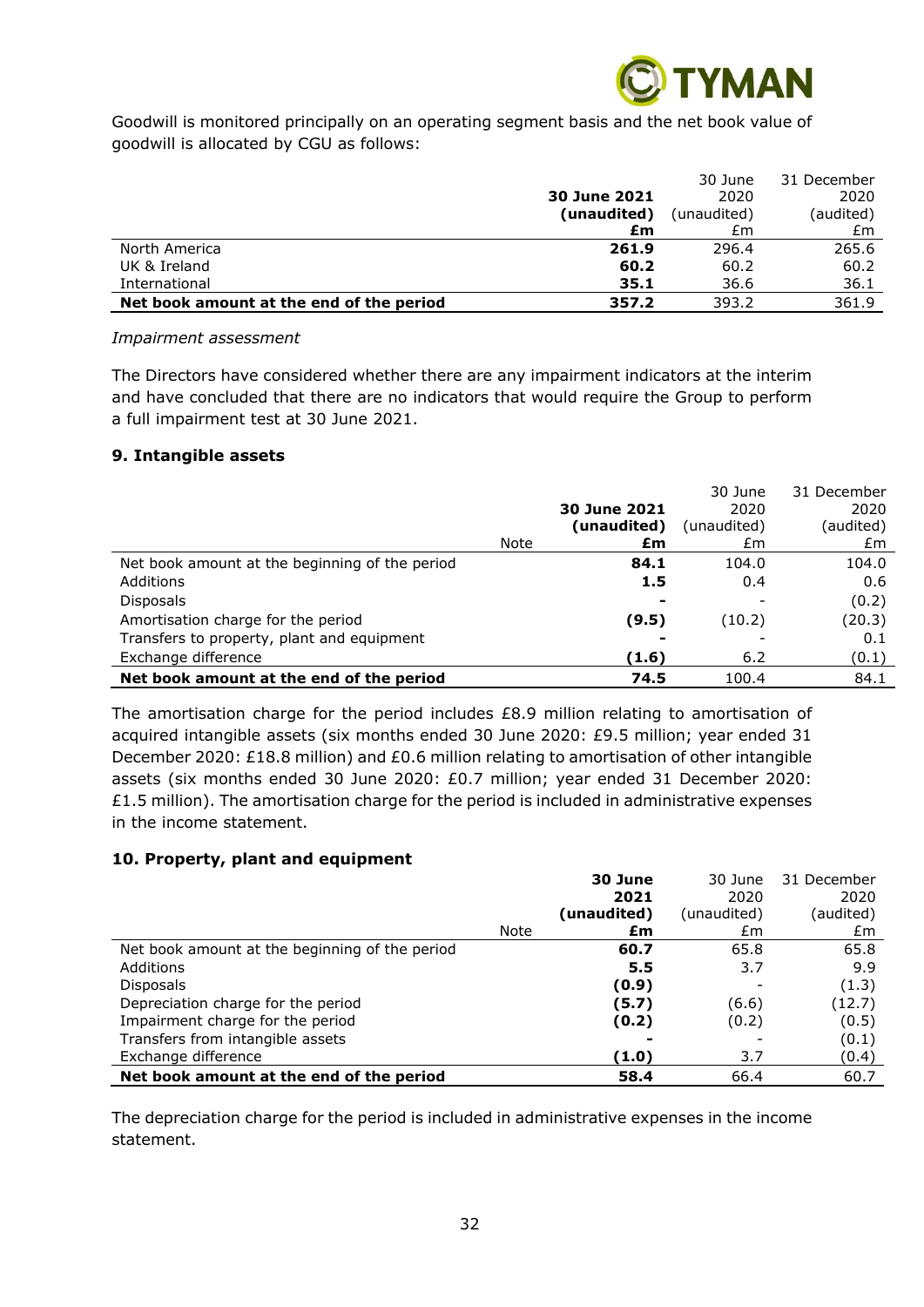Goodwill is monitored principally on an operating segment basis and the net book value of goodwill is allocated by CGU as follows:

| | **30 June 2021 (unaudited) £m** | 30 June 2020 (unaudited) £m | 31 December 2020 (audited) £m |
|---|---|---|---|
| North America | **261.9** | 296.4 | 265.6 |
| UK & Ireland | **60.2** | 60.2 | 60.2 |
| International | **35.1** | 36.6 | 36.1 |
| **Net book amount at the end of the period** | **357.2** | 393.2 | 361.9 |

*Impairment assessment*

The Directors have considered whether there are any impairment indicators at the interim and have concluded that there are no indicators that would require the Group to perform a full impairment test at 30 June 2021.

### 9. Intangible assets

| | Note | **30 June 2021 (unaudited) £m** | 30 June 2020 (unaudited) £m | 31 December 2020 (audited) £m |
|---|---|---|---|---|
| Net book amount at the beginning of the period | | **84.1** | 104.0 | 104.0 |
| Additions | | **1.5** | 0.4 | 0.6 |
| Disposals | | **-** | - | (0.2) |
| Amortisation charge for the period | | **(9.5)** | (10.2) | (20.3) |
| Transfers to property, plant and equipment | | **-** | - | 0.1 |
| Exchange difference | | **(1.6)** | 6.2 | (0.1) |
| **Net book amount at the end of the period** | | **74.5** | 100.4 | 84.1 |

The amortisation charge for the period includes £8.9 million relating to amortisation of acquired intangible assets (six months ended 30 June 2020: £9.5 million; year ended 31 December 2020: £18.8 million) and £0.6 million relating to amortisation of other intangible assets (six months ended 30 June 2020: £0.7 million; year ended 31 December 2020: £1.5 million). The amortisation charge for the period is included in administrative expenses in the income statement.

### 10. Property, plant and equipment

| | Note | **30 June 2021 (unaudited) £m** | 30 June 2020 (unaudited) £m | 31 December 2020 (audited) £m |
|---|---|---|---|---|
| Net book amount at the beginning of the period | | **60.7** | 65.8 | 65.8 |
| Additions | | **5.5** | 3.7 | 9.9 |
| Disposals | | **(0.9)** | - | (1.3) |
| Depreciation charge for the period | | **(5.7)** | (6.6) | (12.7) |
| Impairment charge for the period | | **(0.2)** | (0.2) | (0.5) |
| Transfers from intangible assets | | **-** | - | (0.1) |
| Exchange difference | | **(1.0)** | 3.7 | (0.4) |
| **Net book amount at the end of the period** | | **58.4** | 66.4 | 60.7 |

The depreciation charge for the period is included in administrative expenses in the income statement.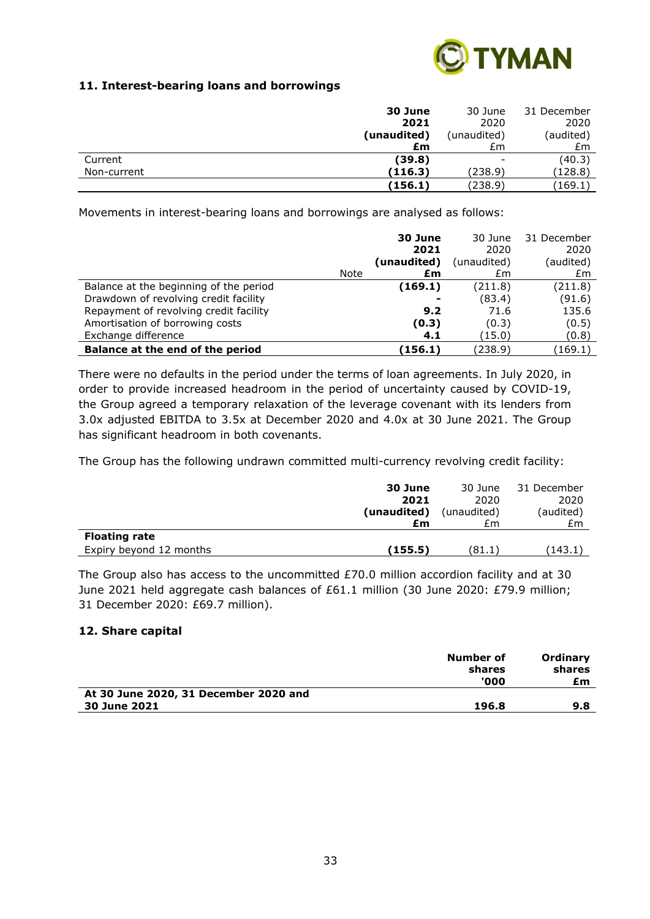### 11. Interest-bearing loans and borrowings

| | 30 June 2021 (unaudited) £m | 30 June 2020 (unaudited) £m | 31 December 2020 (audited) £m |
|---|---|---|---|
| Current | **(39.8)** | - | (40.3) |
| Non-current | **(116.3)** | (238.9) | (128.8) |
| | **(156.1)** | (238.9) | (169.1) |

Movements in interest-bearing loans and borrowings are analysed as follows:

| | Note | 30 June 2021 (unaudited) £m | 30 June 2020 (unaudited) £m | 31 December 2020 (audited) £m |
|---|---|---|---|---|
| Balance at the beginning of the period | | **(169.1)** | (211.8) | (211.8) |
| Drawdown of revolving credit facility | | **-** | (83.4) | (91.6) |
| Repayment of revolving credit facility | | **9.2** | 71.6 | 135.6 |
| Amortisation of borrowing costs | | **(0.3)** | (0.3) | (0.5) |
| Exchange difference | | **4.1** | (15.0) | (0.8) |
| **Balance at the end of the period** | | **(156.1)** | (238.9) | (169.1) |

There were no defaults in the period under the terms of loan agreements. In July 2020, in order to provide increased headroom in the period of uncertainty caused by COVID-19, the Group agreed a temporary relaxation of the leverage covenant with its lenders from 3.0x adjusted EBITDA to 3.5x at December 2020 and 4.0x at 30 June 2021. The Group has significant headroom in both covenants.

The Group has the following undrawn committed multi-currency revolving credit facility:

| | 30 June 2021 (unaudited) £m | 30 June 2020 (unaudited) £m | 31 December 2020 (audited) £m |
|---|---|---|---|
| **Floating rate** | | | |
| Expiry beyond 12 months | **(155.5)** | (81.1) | (143.1) |

The Group also has access to the uncommitted £70.0 million accordion facility and at 30 June 2021 held aggregate cash balances of £61.1 million (30 June 2020: £79.9 million; 31 December 2020: £69.7 million).

### 12. Share capital

| | Number of shares '000 | Ordinary shares £m |
|---|---|---|
| **At 30 June 2020, 31 December 2020 and 30 June 2021** | **196.8** | **9.8** |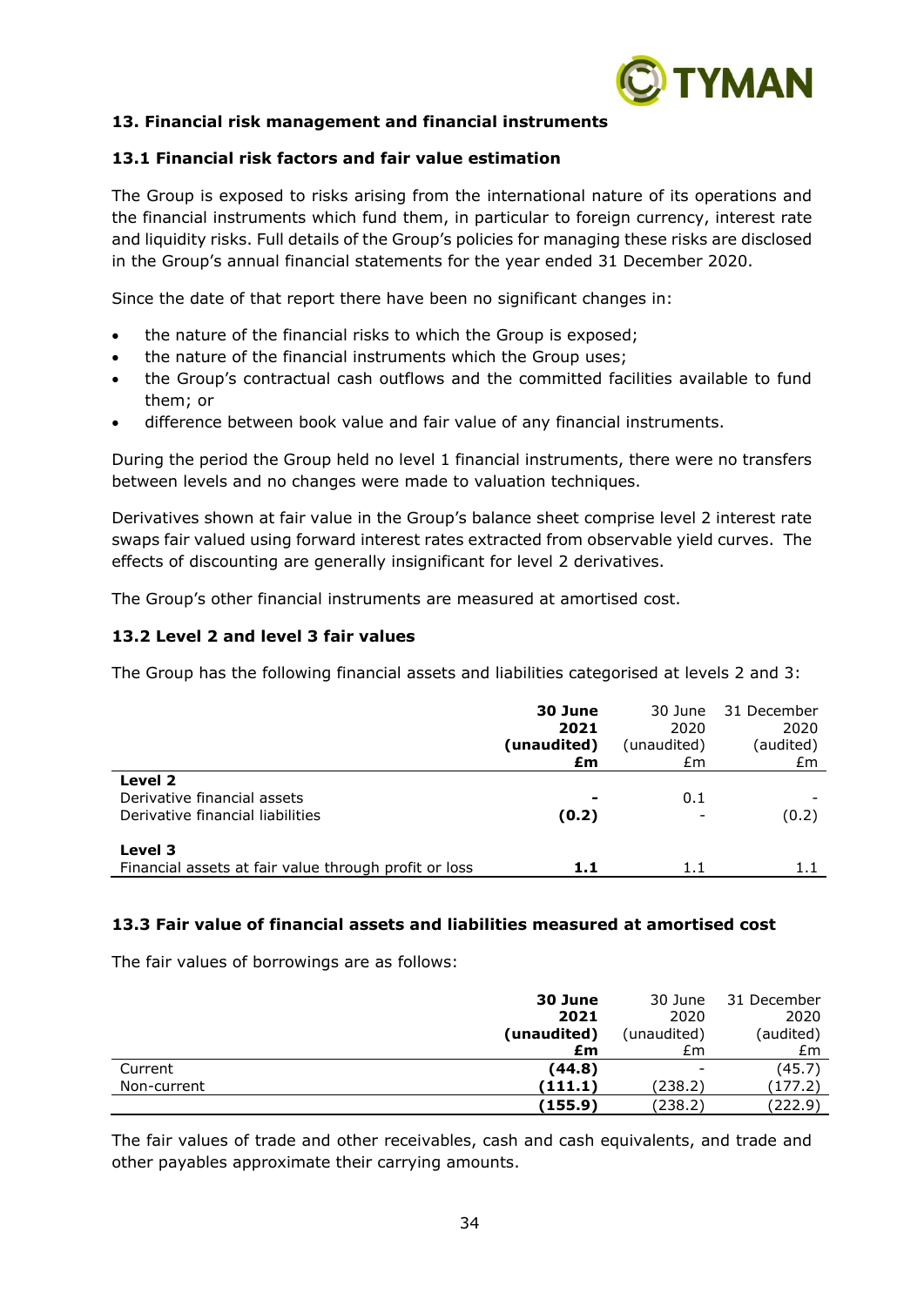### 13. Financial risk management and financial instruments

#### 13.1 Financial risk factors and fair value estimation

The Group is exposed to risks arising from the international nature of its operations and the financial instruments which fund them, in particular to foreign currency, interest rate and liquidity risks. Full details of the Group's policies for managing these risks are disclosed in the Group's annual financial statements for the year ended 31 December 2020.

Since the date of that report there have been no significant changes in:

- the nature of the financial risks to which the Group is exposed;
- the nature of the financial instruments which the Group uses;
- the Group's contractual cash outflows and the committed facilities available to fund them; or
- difference between book value and fair value of any financial instruments.

During the period the Group held no level 1 financial instruments, there were no transfers between levels and no changes were made to valuation techniques.

Derivatives shown at fair value in the Group's balance sheet comprise level 2 interest rate swaps fair valued using forward interest rates extracted from observable yield curves. The effects of discounting are generally insignificant for level 2 derivatives.

The Group's other financial instruments are measured at amortised cost.

#### 13.2 Level 2 and level 3 fair values

The Group has the following financial assets and liabilities categorised at levels 2 and 3:

| | **30 June 2021 (unaudited) £m** | 30 June 2020 (unaudited) £m | 31 December 2020 (audited) £m |
|---|---|---|---|
| **Level 2** | | | |
| Derivative financial assets | **-** | 0.1 | - |
| Derivative financial liabilities | **(0.2)** | - | (0.2) |
| **Level 3** | | | |
| Financial assets at fair value through profit or loss | **1.1** | 1.1 | 1.1 |

#### 13.3 Fair value of financial assets and liabilities measured at amortised cost

The fair values of borrowings are as follows:

| | **30 June 2021 (unaudited) £m** | 30 June 2020 (unaudited) £m | 31 December 2020 (audited) £m |
|---|---|---|---|
| Current | **(44.8)** | - | (45.7) |
| Non-current | **(111.1)** | (238.2) | (177.2) |
| | **(155.9)** | (238.2) | (222.9) |

The fair values of trade and other receivables, cash and cash equivalents, and trade and other payables approximate their carrying amounts.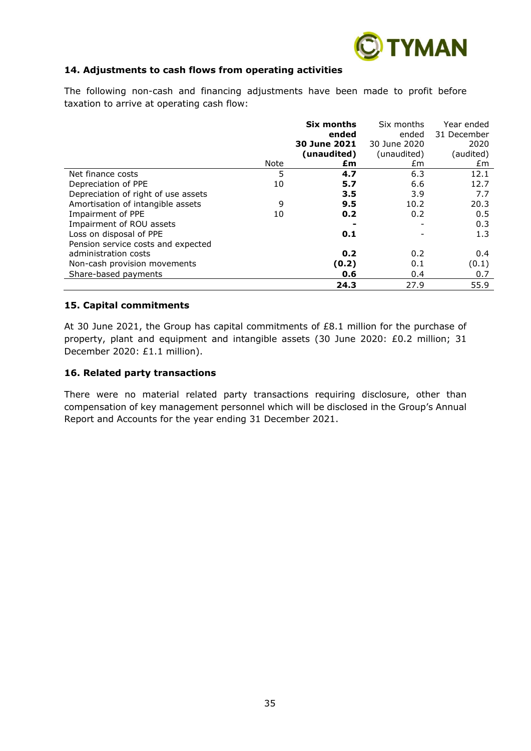### 14. Adjustments to cash flows from operating activities

The following non-cash and financing adjustments have been made to profit before taxation to arrive at operating cash flow:

| | Note | **Six months ended 30 June 2021 (unaudited) £m** | Six months ended 30 June 2020 (unaudited) £m | Year ended 31 December 2020 (audited) £m |
|---|---|---|---|---|
| Net finance costs | 5 | **4.7** | 6.3 | 12.1 |
| Depreciation of PPE | 10 | **5.7** | 6.6 | 12.7 |
| Depreciation of right of use assets | | **3.5** | 3.9 | 7.7 |
| Amortisation of intangible assets | 9 | **9.5** | 10.2 | 20.3 |
| Impairment of PPE | 10 | **0.2** | 0.2 | 0.5 |
| Impairment of ROU assets | | **-** | - | 0.3 |
| Loss on disposal of PPE | | **0.1** | - | 1.3 |
| Pension service costs and expected administration costs | | **0.2** | 0.2 | 0.4 |
| Non-cash provision movements | | **(0.2)** | 0.1 | (0.1) |
| Share-based payments | | **0.6** | 0.4 | 0.7 |
| | | **24.3** | 27.9 | 55.9 |

### 15. Capital commitments

At 30 June 2021, the Group has capital commitments of £8.1 million for the purchase of property, plant and equipment and intangible assets (30 June 2020: £0.2 million; 31 December 2020: £1.1 million).

### 16. Related party transactions

There were no material related party transactions requiring disclosure, other than compensation of key management personnel which will be disclosed in the Group's Annual Report and Accounts for the year ending 31 December 2021.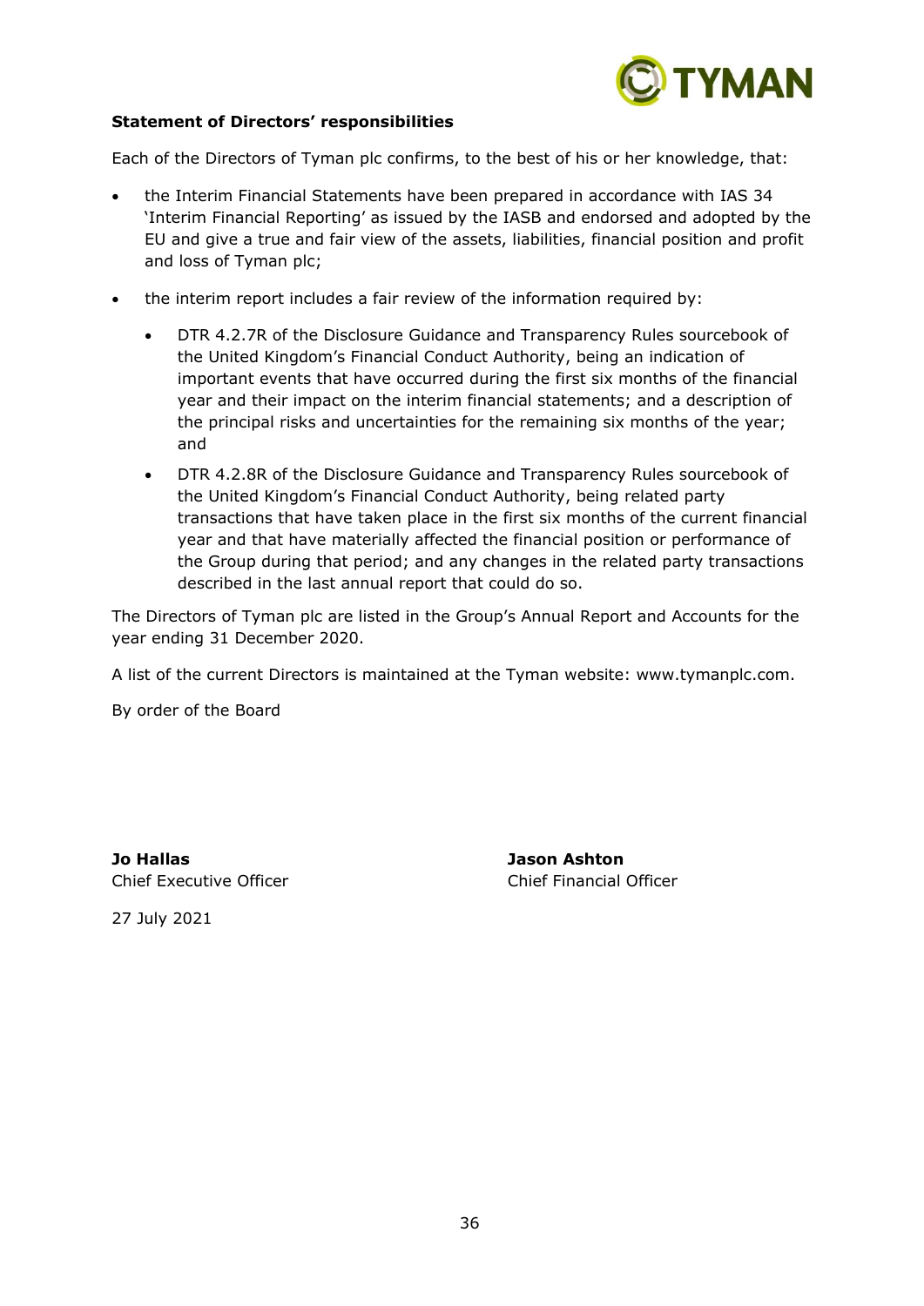**Statement of Directors' responsibilities**

Each of the Directors of Tyman plc confirms, to the best of his or her knowledge, that:

- the Interim Financial Statements have been prepared in accordance with IAS 34 'Interim Financial Reporting' as issued by the IASB and endorsed and adopted by the EU and give a true and fair view of the assets, liabilities, financial position and profit and loss of Tyman plc;
- the interim report includes a fair review of the information required by:
    - DTR 4.2.7R of the Disclosure Guidance and Transparency Rules sourcebook of the United Kingdom's Financial Conduct Authority, being an indication of important events that have occurred during the first six months of the financial year and their impact on the interim financial statements; and a description of the principal risks and uncertainties for the remaining six months of the year; and
    - DTR 4.2.8R of the Disclosure Guidance and Transparency Rules sourcebook of the United Kingdom's Financial Conduct Authority, being related party transactions that have taken place in the first six months of the current financial year and that have materially affected the financial position or performance of the Group during that period; and any changes in the related party transactions described in the last annual report that could do so.

The Directors of Tyman plc are listed in the Group's Annual Report and Accounts for the year ending 31 December 2020.

A list of the current Directors is maintained at the Tyman website: www.tymanplc.com.

By order of the Board

**Jo Hallas**
Chief Executive Officer

**Jason Ashton**
Chief Financial Officer

27 July 2021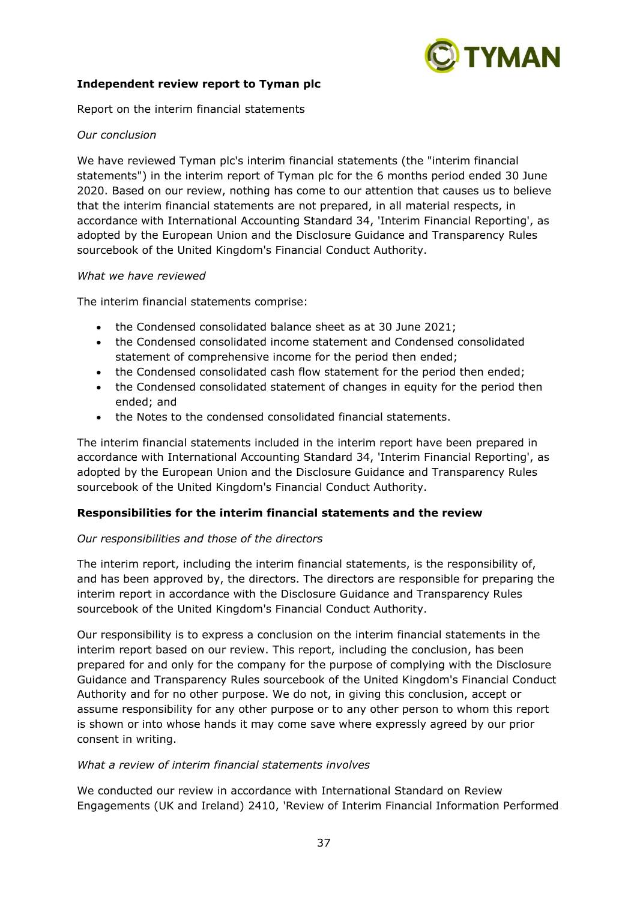**Independent review report to Tyman plc**

Report on the interim financial statements

*Our conclusion*

We have reviewed Tyman plc's interim financial statements (the "interim financial statements") in the interim report of Tyman plc for the 6 months period ended 30 June 2020. Based on our review, nothing has come to our attention that causes us to believe that the interim financial statements are not prepared, in all material respects, in accordance with International Accounting Standard 34, 'Interim Financial Reporting', as adopted by the European Union and the Disclosure Guidance and Transparency Rules sourcebook of the United Kingdom's Financial Conduct Authority.

*What we have reviewed*

The interim financial statements comprise:

- the Condensed consolidated balance sheet as at 30 June 2021;
- the Condensed consolidated income statement and Condensed consolidated statement of comprehensive income for the period then ended;
- the Condensed consolidated cash flow statement for the period then ended;
- the Condensed consolidated statement of changes in equity for the period then ended; and
- the Notes to the condensed consolidated financial statements.

The interim financial statements included in the interim report have been prepared in accordance with International Accounting Standard 34, 'Interim Financial Reporting', as adopted by the European Union and the Disclosure Guidance and Transparency Rules sourcebook of the United Kingdom's Financial Conduct Authority.

**Responsibilities for the interim financial statements and the review**

*Our responsibilities and those of the directors*

The interim report, including the interim financial statements, is the responsibility of, and has been approved by, the directors. The directors are responsible for preparing the interim report in accordance with the Disclosure Guidance and Transparency Rules sourcebook of the United Kingdom's Financial Conduct Authority.

Our responsibility is to express a conclusion on the interim financial statements in the interim report based on our review. This report, including the conclusion, has been prepared for and only for the company for the purpose of complying with the Disclosure Guidance and Transparency Rules sourcebook of the United Kingdom's Financial Conduct Authority and for no other purpose. We do not, in giving this conclusion, accept or assume responsibility for any other purpose or to any other person to whom this report is shown or into whose hands it may come save where expressly agreed by our prior consent in writing.

*What a review of interim financial statements involves*

We conducted our review in accordance with International Standard on Review Engagements (UK and Ireland) 2410, 'Review of Interim Financial Information Performed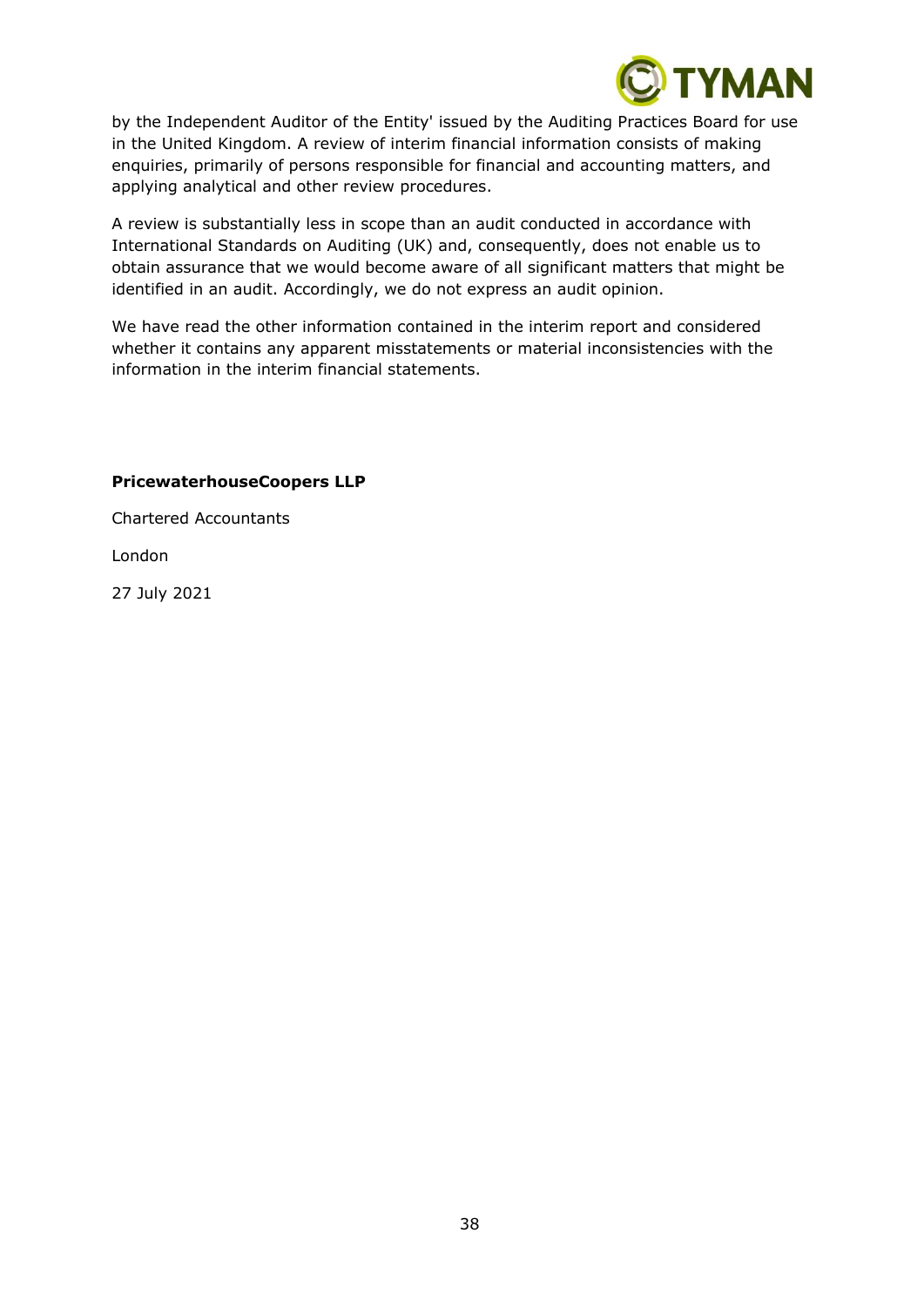by the Independent Auditor of the Entity' issued by the Auditing Practices Board for use in the United Kingdom. A review of interim financial information consists of making enquiries, primarily of persons responsible for financial and accounting matters, and applying analytical and other review procedures.

A review is substantially less in scope than an audit conducted in accordance with International Standards on Auditing (UK) and, consequently, does not enable us to obtain assurance that we would become aware of all significant matters that might be identified in an audit. Accordingly, we do not express an audit opinion.

We have read the other information contained in the interim report and considered whether it contains any apparent misstatements or material inconsistencies with the information in the interim financial statements.

**PricewaterhouseCoopers LLP**

Chartered Accountants

London

27 July 2021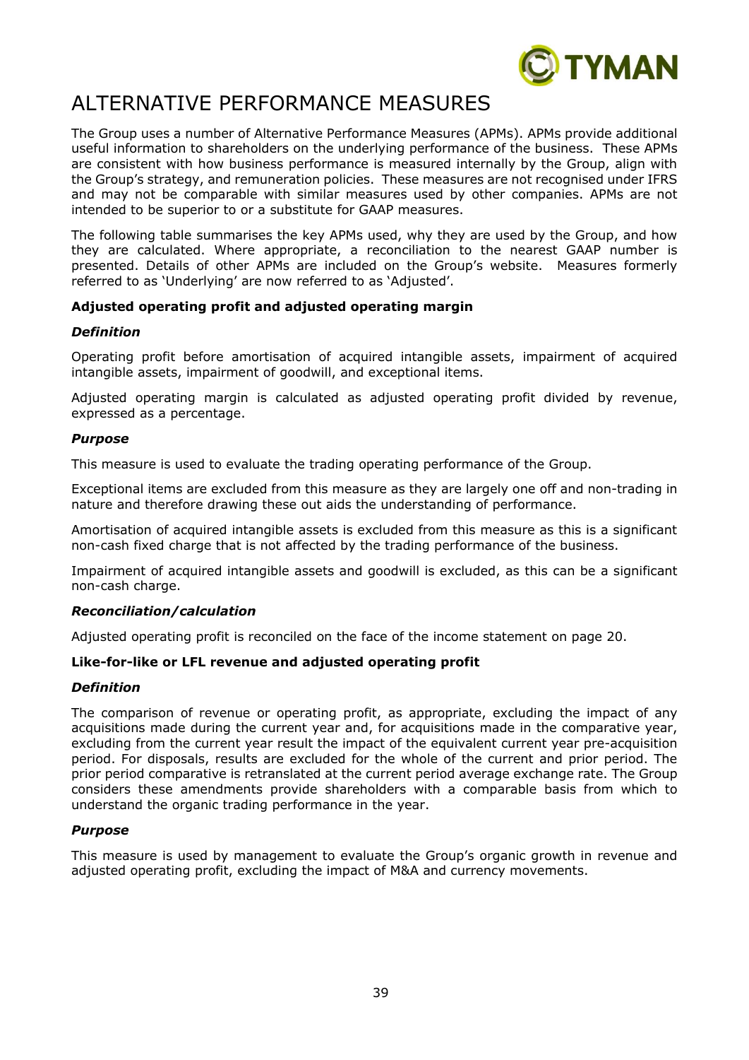# ALTERNATIVE PERFORMANCE MEASURES

The Group uses a number of Alternative Performance Measures (APMs). APMs provide additional useful information to shareholders on the underlying performance of the business. These APMs are consistent with how business performance is measured internally by the Group, align with the Group's strategy, and remuneration policies. These measures are not recognised under IFRS and may not be comparable with similar measures used by other companies. APMs are not intended to be superior to or a substitute for GAAP measures.

The following table summarises the key APMs used, why they are used by the Group, and how they are calculated. Where appropriate, a reconciliation to the nearest GAAP number is presented. Details of other APMs are included on the Group's website. Measures formerly referred to as 'Underlying' are now referred to as 'Adjusted'.

**Adjusted operating profit and adjusted operating margin**

***Definition***

Operating profit before amortisation of acquired intangible assets, impairment of acquired intangible assets, impairment of goodwill, and exceptional items.

Adjusted operating margin is calculated as adjusted operating profit divided by revenue, expressed as a percentage.

***Purpose***

This measure is used to evaluate the trading operating performance of the Group.

Exceptional items are excluded from this measure as they are largely one off and non-trading in nature and therefore drawing these out aids the understanding of performance.

Amortisation of acquired intangible assets is excluded from this measure as this is a significant non-cash fixed charge that is not affected by the trading performance of the business.

Impairment of acquired intangible assets and goodwill is excluded, as this can be a significant non-cash charge.

***Reconciliation/calculation***

Adjusted operating profit is reconciled on the face of the income statement on page 20.

**Like-for-like or LFL revenue and adjusted operating profit**

***Definition***

The comparison of revenue or operating profit, as appropriate, excluding the impact of any acquisitions made during the current year and, for acquisitions made in the comparative year, excluding from the current year result the impact of the equivalent current year pre-acquisition period. For disposals, results are excluded for the whole of the current and prior period. The prior period comparative is retranslated at the current period average exchange rate. The Group considers these amendments provide shareholders with a comparable basis from which to understand the organic trading performance in the year.

***Purpose***

This measure is used by management to evaluate the Group's organic growth in revenue and adjusted operating profit, excluding the impact of M&A and currency movements.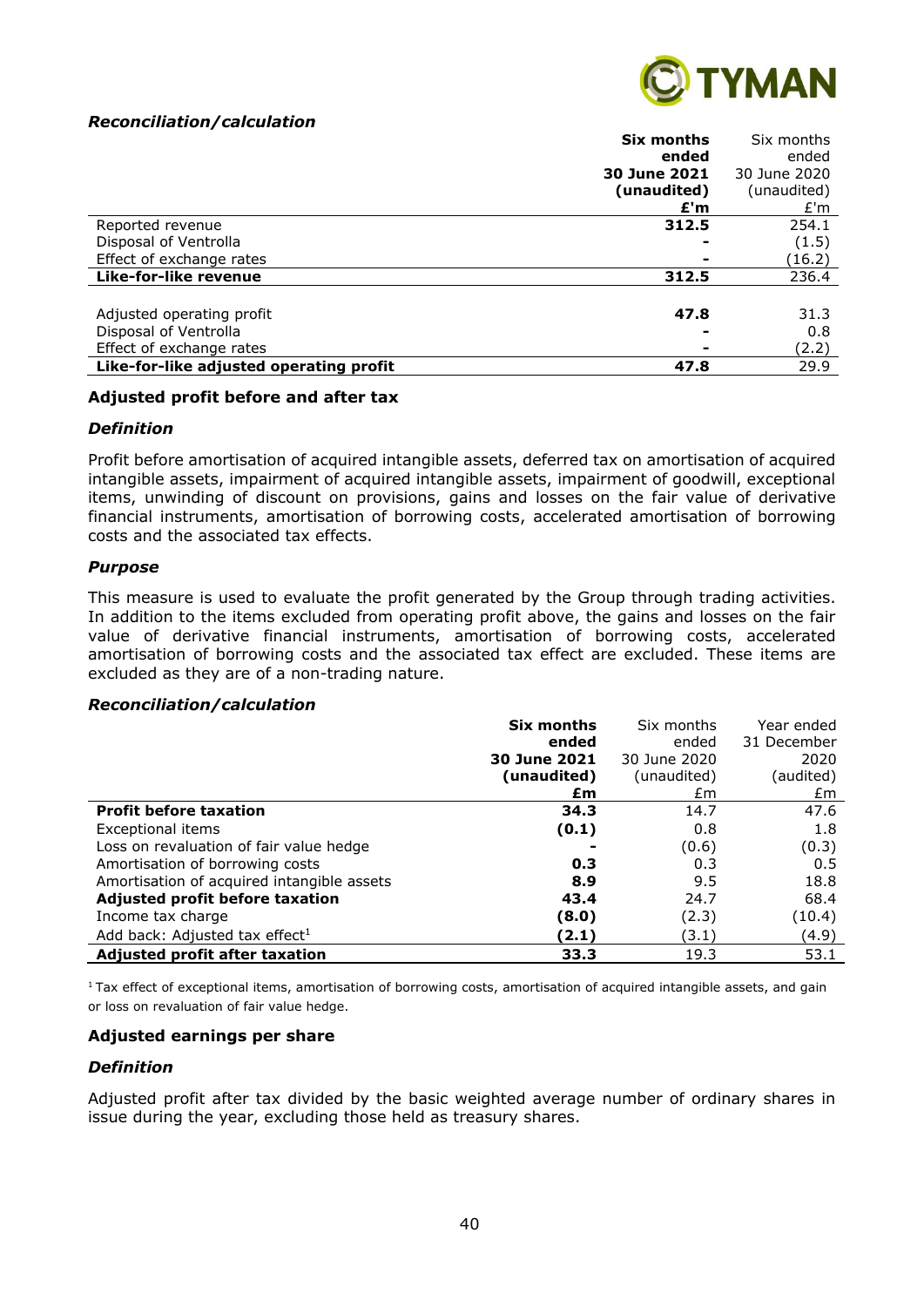***Reconciliation/calculation***

| | **Six months ended 30 June 2021 (unaudited) £'m** | Six months ended 30 June 2020 (unaudited) £'m |
|---|---|---|
| Reported revenue | **312.5** | 254.1 |
| Disposal of Ventrolla | **-** | (1.5) |
| Effect of exchange rates | **-** | (16.2) |
| **Like-for-like revenue** | **312.5** | 236.4 |
| | | |
| Adjusted operating profit | **47.8** | 31.3 |
| Disposal of Ventrolla | **-** | 0.8 |
| Effect of exchange rates | **-** | (2.2) |
| **Like-for-like adjusted operating profit** | **47.8** | 29.9 |

**Adjusted profit before and after tax**

***Definition***

Profit before amortisation of acquired intangible assets, deferred tax on amortisation of acquired intangible assets, impairment of acquired intangible assets, impairment of goodwill, exceptional items, unwinding of discount on provisions, gains and losses on the fair value of derivative financial instruments, amortisation of borrowing costs, accelerated amortisation of borrowing costs and the associated tax effects.

***Purpose***

This measure is used to evaluate the profit generated by the Group through trading activities. In addition to the items excluded from operating profit above, the gains and losses on the fair value of derivative financial instruments, amortisation of borrowing costs, accelerated amortisation of borrowing costs and the associated tax effect are excluded. These items are excluded as they are of a non-trading nature.

***Reconciliation/calculation***

| | **Six months ended 30 June 2021 (unaudited) £m** | Six months ended 30 June 2020 (unaudited) £m | Year ended 31 December 2020 (audited) £m |
|---|---|---|---|
| **Profit before taxation** | **34.3** | 14.7 | 47.6 |
| Exceptional items | **(0.1)** | 0.8 | 1.8 |
| Loss on revaluation of fair value hedge | **-** | (0.6) | (0.3) |
| Amortisation of borrowing costs | **0.3** | 0.3 | 0.5 |
| Amortisation of acquired intangible assets | **8.9** | 9.5 | 18.8 |
| **Adjusted profit before taxation** | **43.4** | 24.7 | 68.4 |
| Income tax charge | **(8.0)** | (2.3) | (10.4) |
| Add back: Adjusted tax effect[1] | **(2.1)** | (3.1) | (4.9) |
| **Adjusted profit after taxation** | **33.3** | 19.3 | 53.1 |

[1] Tax effect of exceptional items, amortisation of borrowing costs, amortisation of acquired intangible assets, and gain or loss on revaluation of fair value hedge.

**Adjusted earnings per share**

***Definition***

Adjusted profit after tax divided by the basic weighted average number of ordinary shares in issue during the year, excluding those held as treasury shares.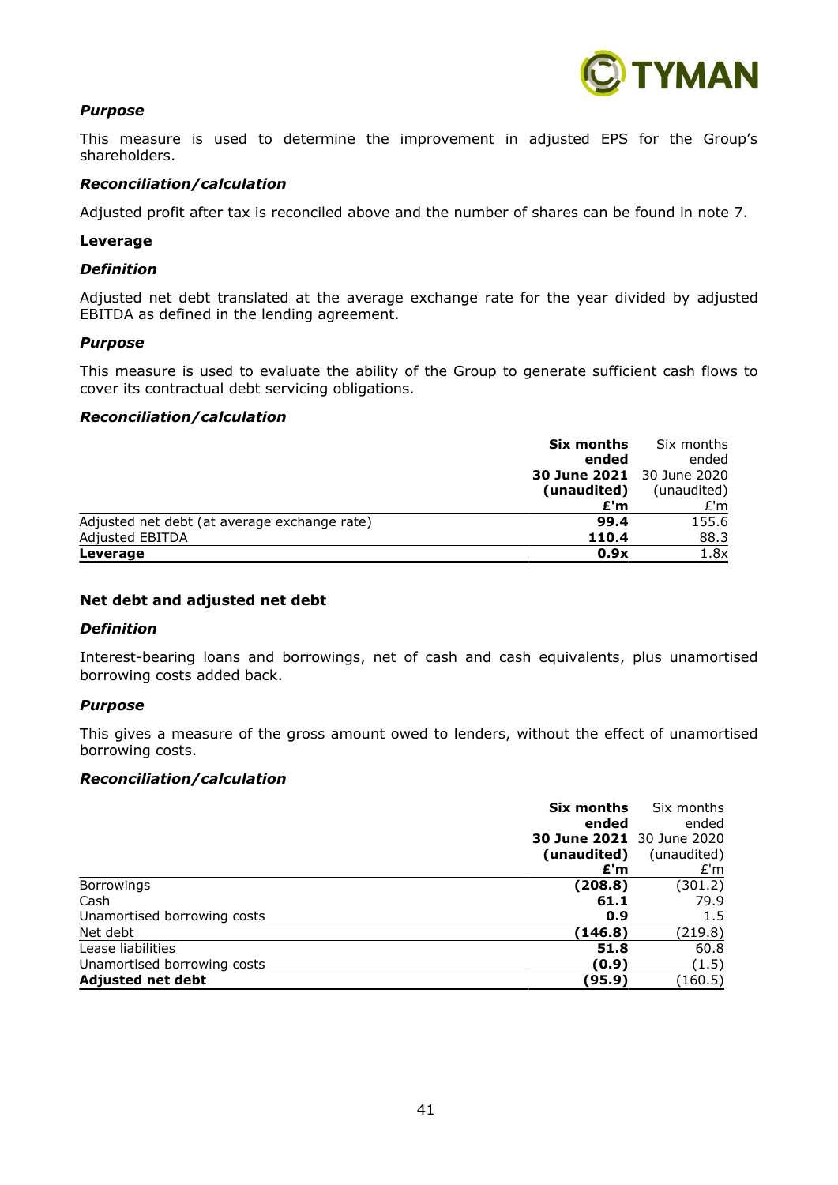#### *Purpose*

This measure is used to determine the improvement in adjusted EPS for the Group's shareholders.

#### *Reconciliation/calculation*

Adjusted profit after tax is reconciled above and the number of shares can be found in note 7.

### **Leverage**

#### *Definition*

Adjusted net debt translated at the average exchange rate for the year divided by adjusted EBITDA as defined in the lending agreement.

#### *Purpose*

This measure is used to evaluate the ability of the Group to generate sufficient cash flows to cover its contractual debt servicing obligations.

#### *Reconciliation/calculation*

| | **Six months ended 30 June 2021 (unaudited) £'m** | Six months ended 30 June 2020 (unaudited) £'m |
|---|---|---|
| Adjusted net debt (at average exchange rate) | **99.4** | 155.6 |
| Adjusted EBITDA | **110.4** | 88.3 |
| **Leverage** | **0.9x** | 1.8x |

### **Net debt and adjusted net debt**

#### *Definition*

Interest-bearing loans and borrowings, net of cash and cash equivalents, plus unamortised borrowing costs added back.

#### *Purpose*

This gives a measure of the gross amount owed to lenders, without the effect of unamortised borrowing costs.

#### *Reconciliation/calculation*

| | **Six months ended 30 June 2021 (unaudited) £'m** | Six months ended 30 June 2020 (unaudited) £'m |
|---|---|---|
| Borrowings | **(208.8)** | (301.2) |
| Cash | **61.1** | 79.9 |
| Unamortised borrowing costs | **0.9** | 1.5 |
| Net debt | **(146.8)** | (219.8) |
| Lease liabilities | **51.8** | 60.8 |
| Unamortised borrowing costs | **(0.9)** | (1.5) |
| **Adjusted net debt** | **(95.9)** | (160.5) |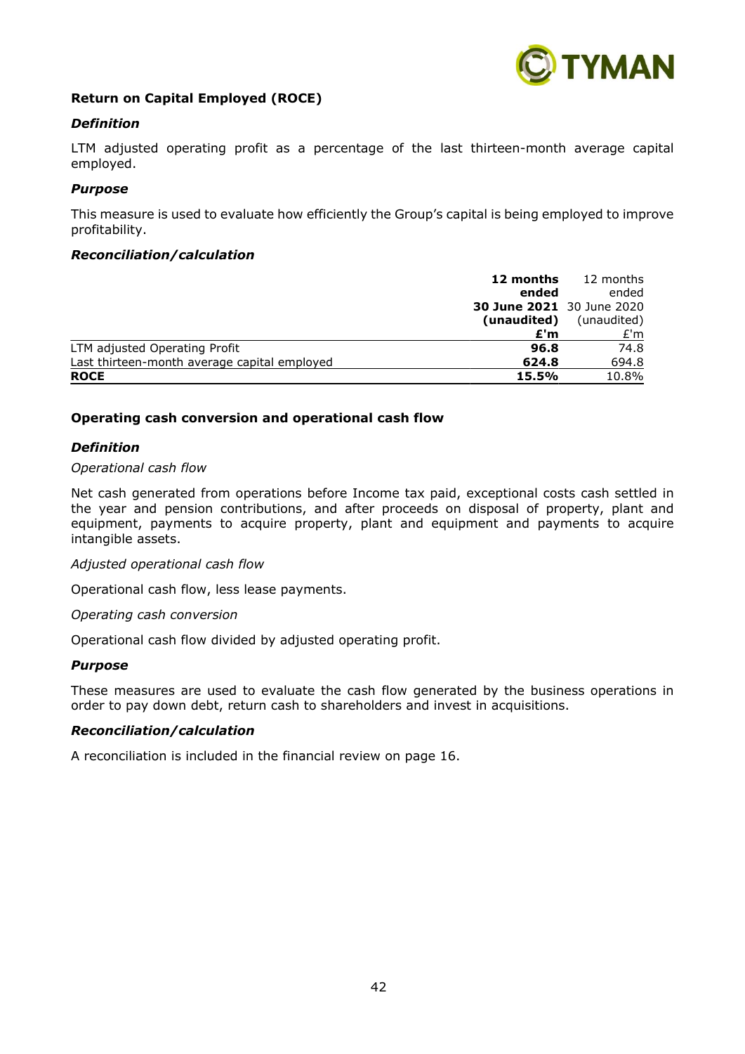**Return on Capital Employed (ROCE)**

***Definition***

LTM adjusted operating profit as a percentage of the last thirteen-month average capital employed.

***Purpose***

This measure is used to evaluate how efficiently the Group's capital is being employed to improve profitability.

***Reconciliation/calculation***

| | **12 months ended 30 June 2021 (unaudited) £'m** | 12 months ended 30 June 2020 (unaudited) £'m |
|---|---|---|
| LTM adjusted Operating Profit | **96.8** | 74.8 |
| Last thirteen-month average capital employed | **624.8** | 694.8 |
| **ROCE** | **15.5%** | 10.8% |

**Operating cash conversion and operational cash flow**

***Definition***

*Operational cash flow*

Net cash generated from operations before Income tax paid, exceptional costs cash settled in the year and pension contributions, and after proceeds on disposal of property, plant and equipment, payments to acquire property, plant and equipment and payments to acquire intangible assets.

*Adjusted operational cash flow*

Operational cash flow, less lease payments.

*Operating cash conversion*

Operational cash flow divided by adjusted operating profit.

***Purpose***

These measures are used to evaluate the cash flow generated by the business operations in order to pay down debt, return cash to shareholders and invest in acquisitions.

***Reconciliation/calculation***

A reconciliation is included in the financial review on page 16.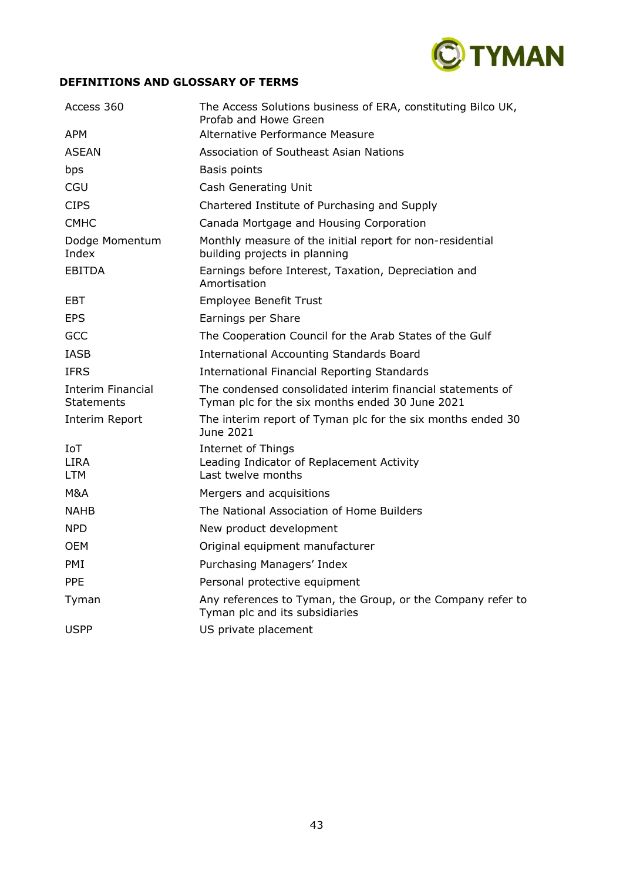## DEFINITIONS AND GLOSSARY OF TERMS

| Term | Definition |
|---|---|
| Access 360 | The Access Solutions business of ERA, constituting Bilco UK, Profab and Howe Green |
| APM | Alternative Performance Measure |
| ASEAN | Association of Southeast Asian Nations |
| bps | Basis points |
| CGU | Cash Generating Unit |
| CIPS | Chartered Institute of Purchasing and Supply |
| CMHC | Canada Mortgage and Housing Corporation |
| Dodge Momentum Index | Monthly measure of the initial report for non-residential building projects in planning |
| EBITDA | Earnings before Interest, Taxation, Depreciation and Amortisation |
| EBT | Employee Benefit Trust |
| EPS | Earnings per Share |
| GCC | The Cooperation Council for the Arab States of the Gulf |
| IASB | International Accounting Standards Board |
| IFRS | International Financial Reporting Standards |
| Interim Financial Statements | The condensed consolidated interim financial statements of Tyman plc for the six months ended 30 June 2021 |
| Interim Report | The interim report of Tyman plc for the six months ended 30 June 2021 |
| IoT | Internet of Things |
| LIRA | Leading Indicator of Replacement Activity |
| LTM | Last twelve months |
| M&A | Mergers and acquisitions |
| NAHB | The National Association of Home Builders |
| NPD | New product development |
| OEM | Original equipment manufacturer |
| PMI | Purchasing Managers' Index |
| PPE | Personal protective equipment |
| Tyman | Any references to Tyman, the Group, or the Company refer to Tyman plc and its subsidiaries |
| USPP | US private placement |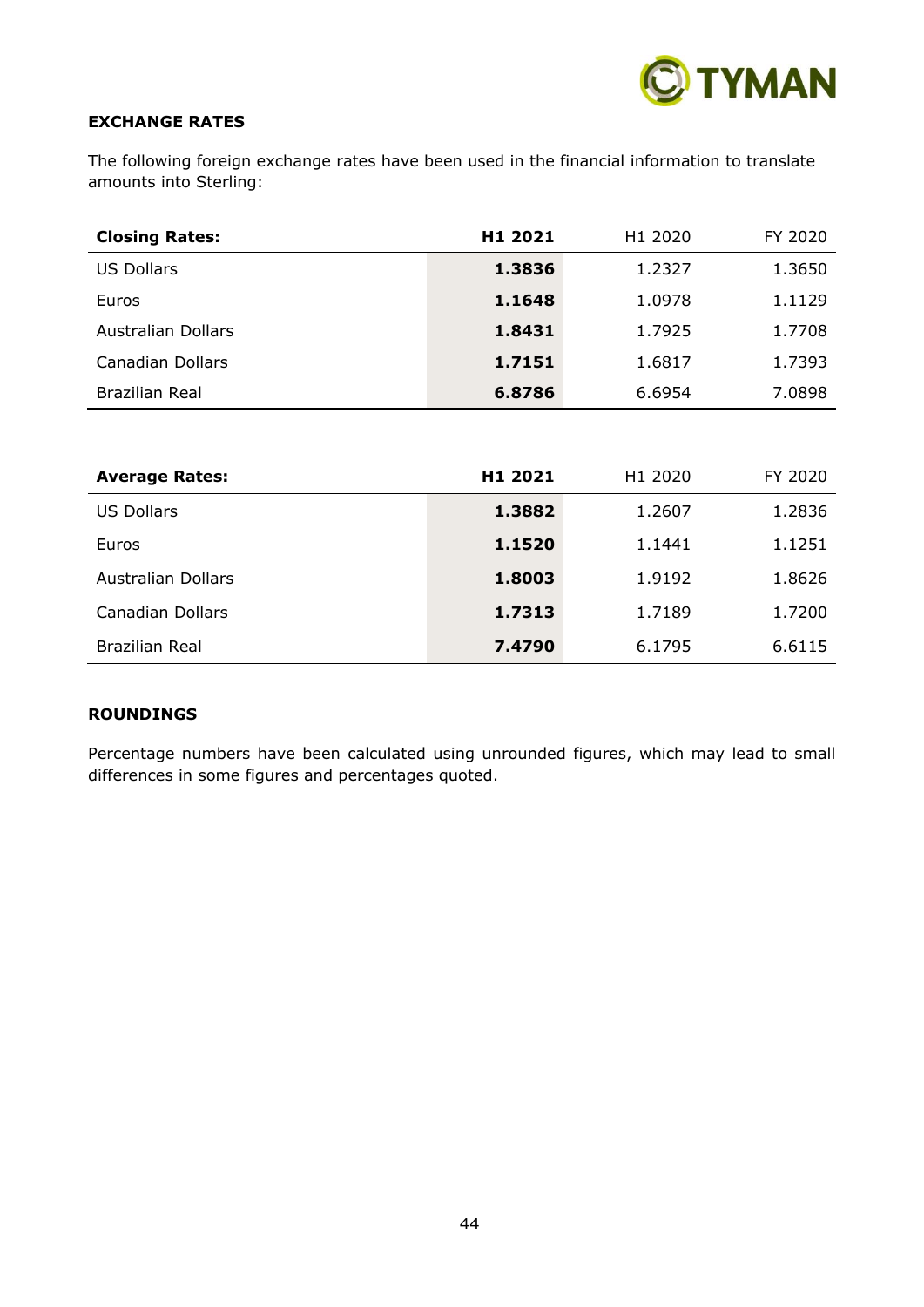## EXCHANGE RATES

The following foreign exchange rates have been used in the financial information to translate amounts into Sterling:

| Closing Rates: | H1 2021 | H1 2020 | FY 2020 |
|---|---|---|---|
| US Dollars | **1.3836** | 1.2327 | 1.3650 |
| Euros | **1.1648** | 1.0978 | 1.1129 |
| Australian Dollars | **1.8431** | 1.7925 | 1.7708 |
| Canadian Dollars | **1.7151** | 1.6817 | 1.7393 |
| Brazilian Real | **6.8786** | 6.6954 | 7.0898 |

| Average Rates: | H1 2021 | H1 2020 | FY 2020 |
|---|---|---|---|
| US Dollars | **1.3882** | 1.2607 | 1.2836 |
| Euros | **1.1520** | 1.1441 | 1.1251 |
| Australian Dollars | **1.8003** | 1.9192 | 1.8626 |
| Canadian Dollars | **1.7313** | 1.7189 | 1.7200 |
| Brazilian Real | **7.4790** | 6.1795 | 6.6115 |

## ROUNDINGS

Percentage numbers have been calculated using unrounded figures, which may lead to small differences in some figures and percentages quoted.